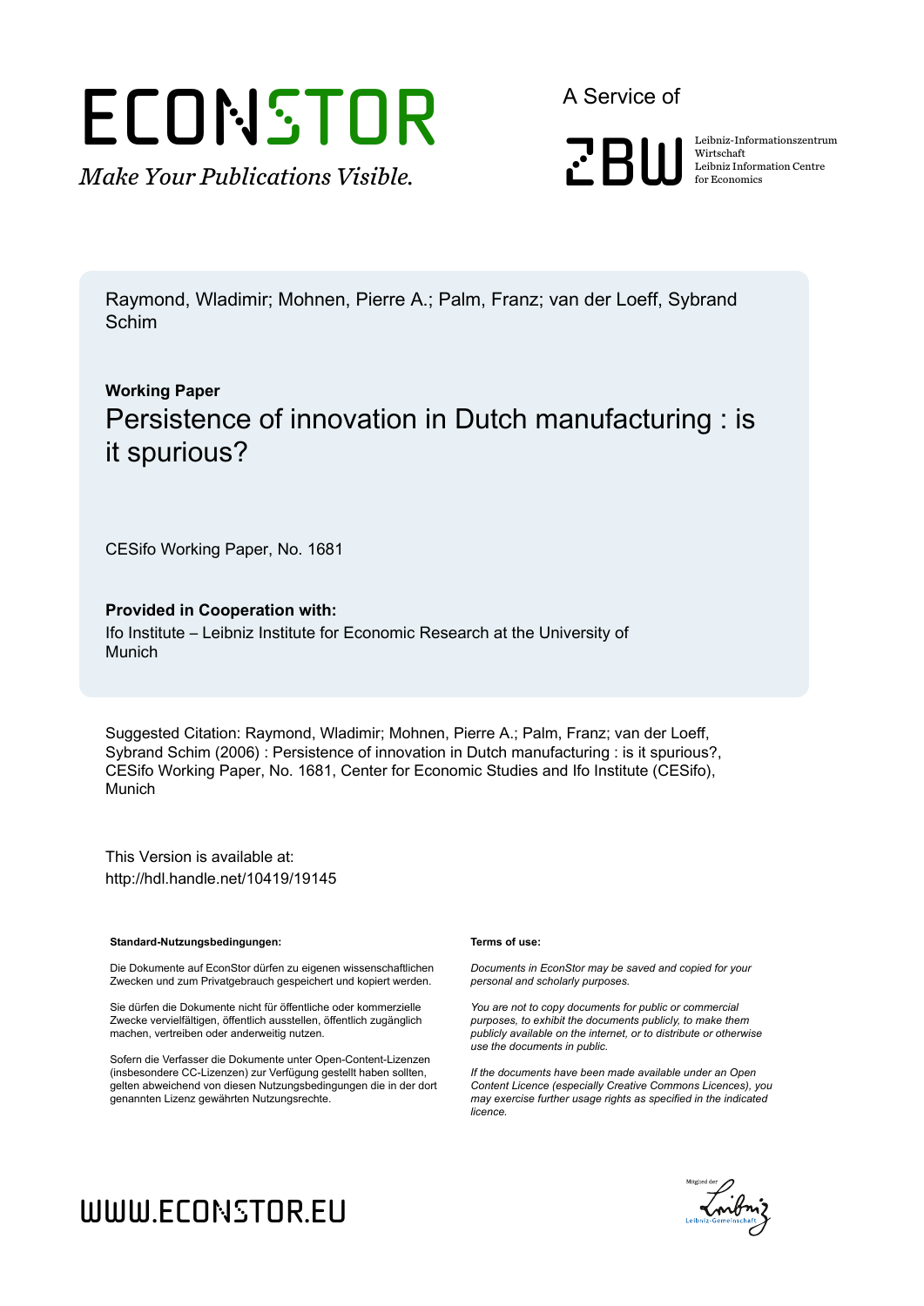ECONSTOR

*Make Your Publications Visible.*

A Service of

ZBW

Leibniz-Informationszentrum Wirtschaft
Leibniz Information Centre for Economics

Raymond, Wladimir; Mohnen, Pierre A.; Palm, Franz; van der Loeff, Sybrand Schim

**Working Paper**

# Persistence of innovation in Dutch manufacturing : is it spurious?

CESifo Working Paper, No. 1681

**Provided in Cooperation with:**

Ifo Institute – Leibniz Institute for Economic Research at the University of Munich

Suggested Citation: Raymond, Wladimir; Mohnen, Pierre A.; Palm, Franz; van der Loeff, Sybrand Schim (2006) : Persistence of innovation in Dutch manufacturing : is it spurious?, CESifo Working Paper, No. 1681, Center for Economic Studies and Ifo Institute (CESifo), Munich

This Version is available at:
http://hdl.handle.net/10419/19145

**Standard-Nutzungsbedingungen:**

Die Dokumente auf EconStor dürfen zu eigenen wissenschaftlichen Zwecken und zum Privatgebrauch gespeichert und kopiert werden.

Sie dürfen die Dokumente nicht für öffentliche oder kommerzielle Zwecke vervielfältigen, öffentlich ausstellen, öffentlich zugänglich machen, vertreiben oder anderweitig nutzen.

Sofern die Verfasser die Dokumente unter Open-Content-Lizenzen (insbesondere CC-Lizenzen) zur Verfügung gestellt haben sollten, gelten abweichend von diesen Nutzungsbedingungen die in der dort genannten Lizenz gewährten Nutzungsrechte.

**Terms of use:**

*Documents in EconStor may be saved and copied for your personal and scholarly purposes.*

*You are not to copy documents for public or commercial purposes, to exhibit the documents publicly, to make them publicly available on the internet, or to distribute or otherwise use the documents in public.*

*If the documents have been made available under an Open Content Licence (especially Creative Commons Licences), you may exercise further usage rights as specified in the indicated licence.*

WWW.ECONSTOR.EU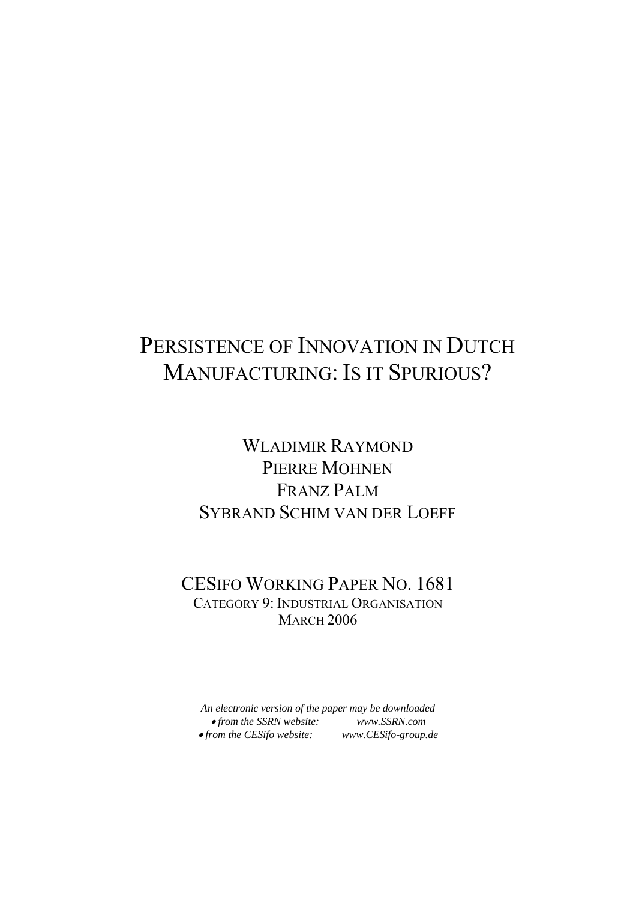# PERSISTENCE OF INNOVATION IN DUTCH MANUFACTURING: IS IT SPURIOUS?

WLADIMIR RAYMOND
PIERRE MOHNEN
FRANZ PALM
SYBRAND SCHIM VAN DER LOEFF

CESIFO WORKING PAPER NO. 1681
CATEGORY 9: INDUSTRIAL ORGANISATION
MARCH 2006

*An electronic version of the paper may be downloaded*
- *from the SSRN website:* *www.SSRN.com*
- *from the CESifo website:* *www.CESifo-group.de*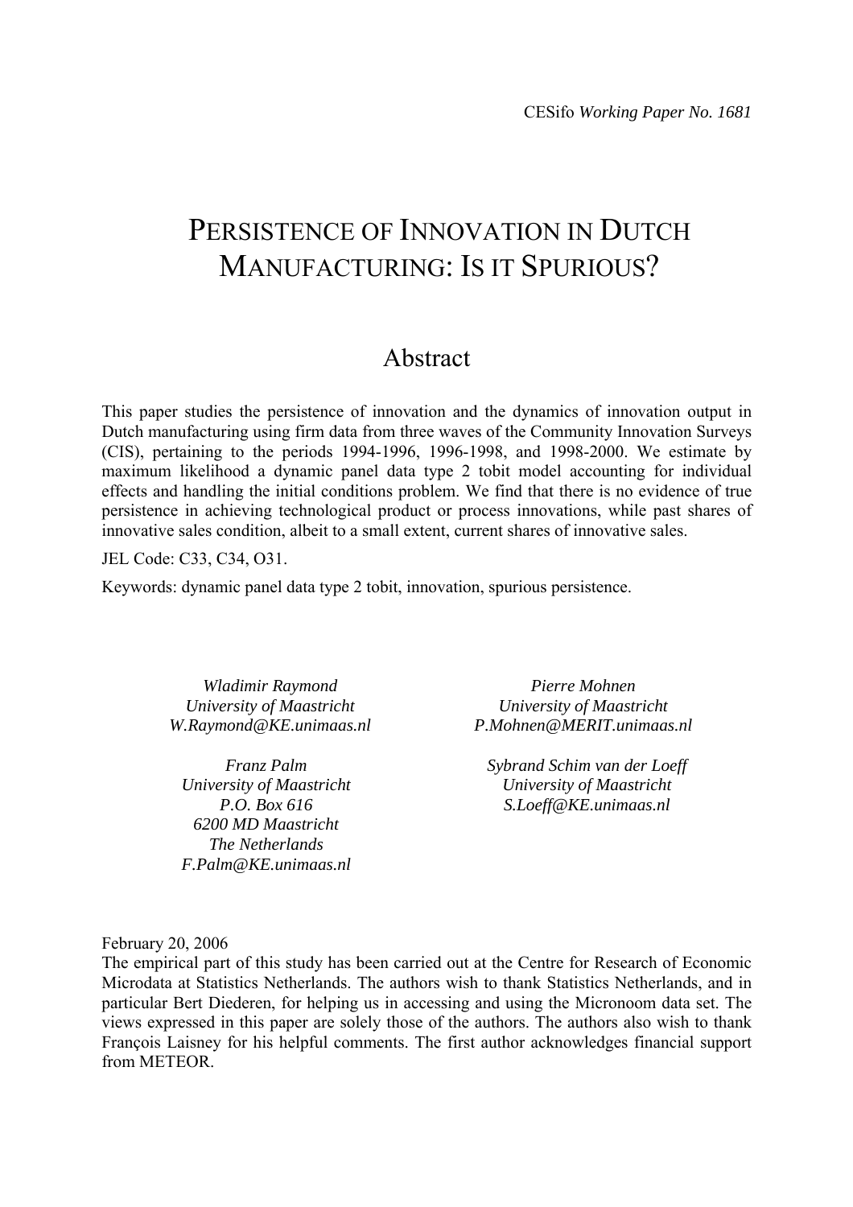CESifo *Working Paper No. 1681*

# PERSISTENCE OF INNOVATION IN DUTCH MANUFACTURING: IS IT SPURIOUS?

## Abstract

This paper studies the persistence of innovation and the dynamics of innovation output in Dutch manufacturing using firm data from three waves of the Community Innovation Surveys (CIS), pertaining to the periods 1994-1996, 1996-1998, and 1998-2000. We estimate by maximum likelihood a dynamic panel data type 2 tobit model accounting for individual effects and handling the initial conditions problem. We find that there is no evidence of true persistence in achieving technological product or process innovations, while past shares of innovative sales condition, albeit to a small extent, current shares of innovative sales.

JEL Code: C33, C34, O31.

Keywords: dynamic panel data type 2 tobit, innovation, spurious persistence.

*Wladimir Raymond*
*University of Maastricht*
*W.Raymond@KE.unimaas.nl*

*Pierre Mohnen*
*University of Maastricht*
*P.Mohnen@MERIT.unimaas.nl*

*Franz Palm*
*University of Maastricht*
*P.O. Box 616*
*6200 MD Maastricht*
*The Netherlands*
*F.Palm@KE.unimaas.nl*

*Sybrand Schim van der Loeff*
*University of Maastricht*
*S.Loeff@KE.unimaas.nl*

February 20, 2006

The empirical part of this study has been carried out at the Centre for Research of Economic Microdata at Statistics Netherlands. The authors wish to thank Statistics Netherlands, and in particular Bert Diederen, for helping us in accessing and using the Micronoom data set. The views expressed in this paper are solely those of the authors. The authors also wish to thank François Laisney for his helpful comments. The first author acknowledges financial support from METEOR.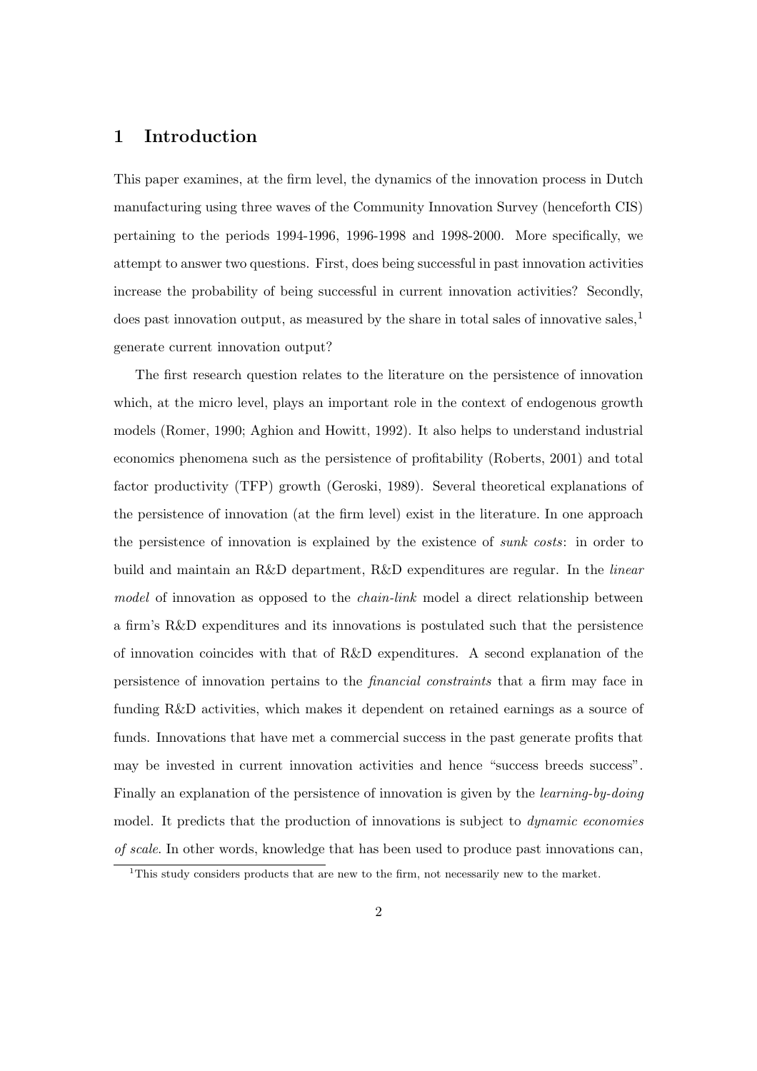# 1 Introduction

This paper examines, at the firm level, the dynamics of the innovation process in Dutch manufacturing using three waves of the Community Innovation Survey (henceforth CIS) pertaining to the periods 1994-1996, 1996-1998 and 1998-2000. More specifically, we attempt to answer two questions. First, does being successful in past innovation activities increase the probability of being successful in current innovation activities? Secondly, does past innovation output, as measured by the share in total sales of innovative sales,[1] generate current innovation output?

The first research question relates to the literature on the persistence of innovation which, at the micro level, plays an important role in the context of endogenous growth models (Romer, 1990; Aghion and Howitt, 1992). It also helps to understand industrial economics phenomena such as the persistence of profitability (Roberts, 2001) and total factor productivity (TFP) growth (Geroski, 1989). Several theoretical explanations of the persistence of innovation (at the firm level) exist in the literature. In one approach the persistence of innovation is explained by the existence of *sunk costs*: in order to build and maintain an R&D department, R&D expenditures are regular. In the *linear model* of innovation as opposed to the *chain-link* model a direct relationship between a firm's R&D expenditures and its innovations is postulated such that the persistence of innovation coincides with that of R&D expenditures. A second explanation of the persistence of innovation pertains to the *financial constraints* that a firm may face in funding R&D activities, which makes it dependent on retained earnings as a source of funds. Innovations that have met a commercial success in the past generate profits that may be invested in current innovation activities and hence "success breeds success". Finally an explanation of the persistence of innovation is given by the *learning-by-doing* model. It predicts that the production of innovations is subject to *dynamic economies of scale*. In other words, knowledge that has been used to produce past innovations can,

[1] This study considers products that are new to the firm, not necessarily new to the market.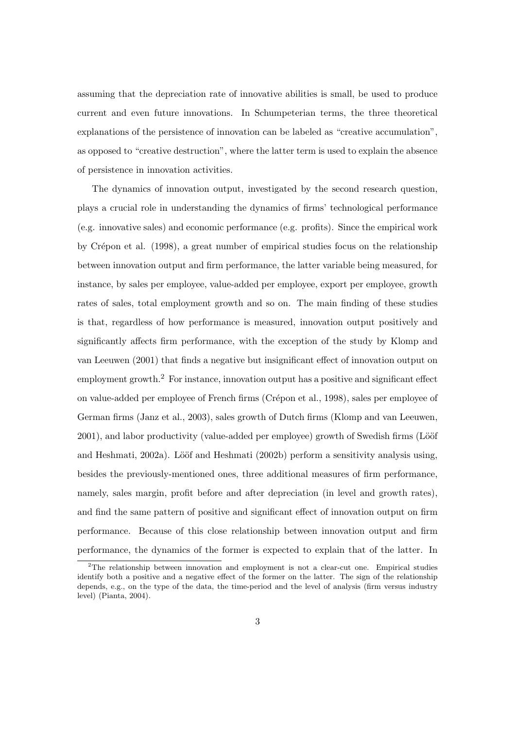assuming that the depreciation rate of innovative abilities is small, be used to produce current and even future innovations. In Schumpeterian terms, the three theoretical explanations of the persistence of innovation can be labeled as "creative accumulation", as opposed to "creative destruction", where the latter term is used to explain the absence of persistence in innovation activities.

The dynamics of innovation output, investigated by the second research question, plays a crucial role in understanding the dynamics of firms' technological performance (e.g. innovative sales) and economic performance (e.g. profits). Since the empirical work by Crépon et al. (1998), a great number of empirical studies focus on the relationship between innovation output and firm performance, the latter variable being measured, for instance, by sales per employee, value-added per employee, export per employee, growth rates of sales, total employment growth and so on. The main finding of these studies is that, regardless of how performance is measured, innovation output positively and significantly affects firm performance, with the exception of the study by Klomp and van Leeuwen (2001) that finds a negative but insignificant effect of innovation output on employment growth.[2] For instance, innovation output has a positive and significant effect on value-added per employee of French firms (Crépon et al., 1998), sales per employee of German firms (Janz et al., 2003), sales growth of Dutch firms (Klomp and van Leeuwen, 2001), and labor productivity (value-added per employee) growth of Swedish firms (Lööf and Heshmati, 2002a). Lööf and Heshmati (2002b) perform a sensitivity analysis using, besides the previously-mentioned ones, three additional measures of firm performance, namely, sales margin, profit before and after depreciation (in level and growth rates), and find the same pattern of positive and significant effect of innovation output on firm performance. Because of this close relationship between innovation output and firm performance, the dynamics of the former is expected to explain that of the latter. In

[2] The relationship between innovation and employment is not a clear-cut one. Empirical studies identify both a positive and a negative effect of the former on the latter. The sign of the relationship depends, e.g., on the type of the data, the time-period and the level of analysis (firm versus industry level) (Pianta, 2004).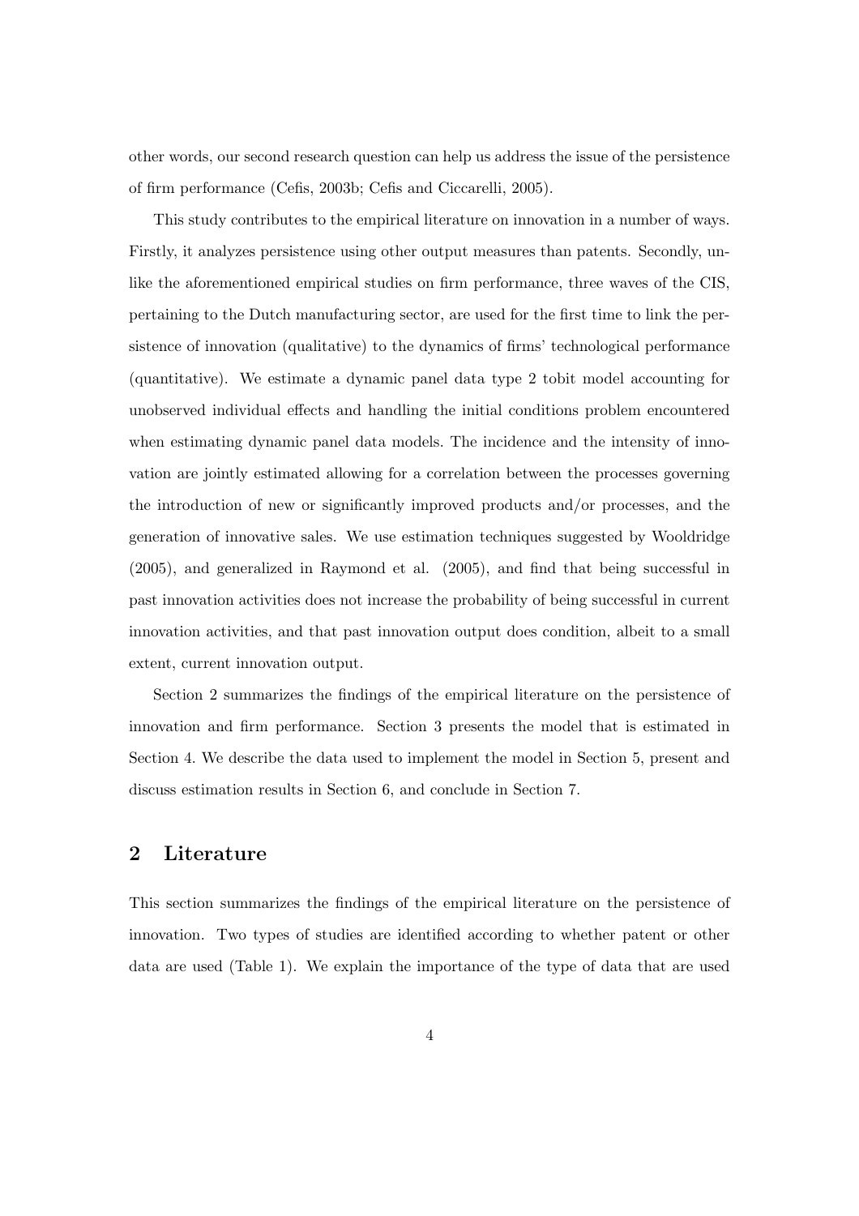other words, our second research question can help us address the issue of the persistence of firm performance (Cefis, 2003b; Cefis and Ciccarelli, 2005).

This study contributes to the empirical literature on innovation in a number of ways. Firstly, it analyzes persistence using other output measures than patents. Secondly, unlike the aforementioned empirical studies on firm performance, three waves of the CIS, pertaining to the Dutch manufacturing sector, are used for the first time to link the persistence of innovation (qualitative) to the dynamics of firms' technological performance (quantitative). We estimate a dynamic panel data type 2 tobit model accounting for unobserved individual effects and handling the initial conditions problem encountered when estimating dynamic panel data models. The incidence and the intensity of innovation are jointly estimated allowing for a correlation between the processes governing the introduction of new or significantly improved products and/or processes, and the generation of innovative sales. We use estimation techniques suggested by Wooldridge (2005), and generalized in Raymond et al. (2005), and find that being successful in past innovation activities does not increase the probability of being successful in current innovation activities, and that past innovation output does condition, albeit to a small extent, current innovation output.

Section 2 summarizes the findings of the empirical literature on the persistence of innovation and firm performance. Section 3 presents the model that is estimated in Section 4. We describe the data used to implement the model in Section 5, present and discuss estimation results in Section 6, and conclude in Section 7.

## 2 Literature

This section summarizes the findings of the empirical literature on the persistence of innovation. Two types of studies are identified according to whether patent or other data are used (Table 1). We explain the importance of the type of data that are used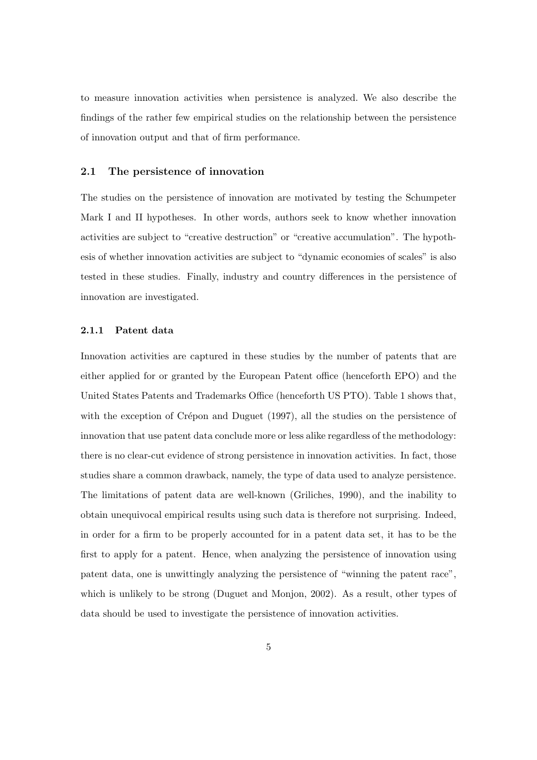to measure innovation activities when persistence is analyzed. We also describe the findings of the rather few empirical studies on the relationship between the persistence of innovation output and that of firm performance.

## 2.1 The persistence of innovation

The studies on the persistence of innovation are motivated by testing the Schumpeter Mark I and II hypotheses. In other words, authors seek to know whether innovation activities are subject to "creative destruction" or "creative accumulation". The hypothesis of whether innovation activities are subject to "dynamic economies of scales" is also tested in these studies. Finally, industry and country differences in the persistence of innovation are investigated.

### 2.1.1 Patent data

Innovation activities are captured in these studies by the number of patents that are either applied for or granted by the European Patent office (henceforth EPO) and the United States Patents and Trademarks Office (henceforth US PTO). Table 1 shows that, with the exception of Crépon and Duguet (1997), all the studies on the persistence of innovation that use patent data conclude more or less alike regardless of the methodology: there is no clear-cut evidence of strong persistence in innovation activities. In fact, those studies share a common drawback, namely, the type of data used to analyze persistence. The limitations of patent data are well-known (Griliches, 1990), and the inability to obtain unequivocal empirical results using such data is therefore not surprising. Indeed, in order for a firm to be properly accounted for in a patent data set, it has to be the first to apply for a patent. Hence, when analyzing the persistence of innovation using patent data, one is unwittingly analyzing the persistence of "winning the patent race", which is unlikely to be strong (Duguet and Monjon, 2002). As a result, other types of data should be used to investigate the persistence of innovation activities.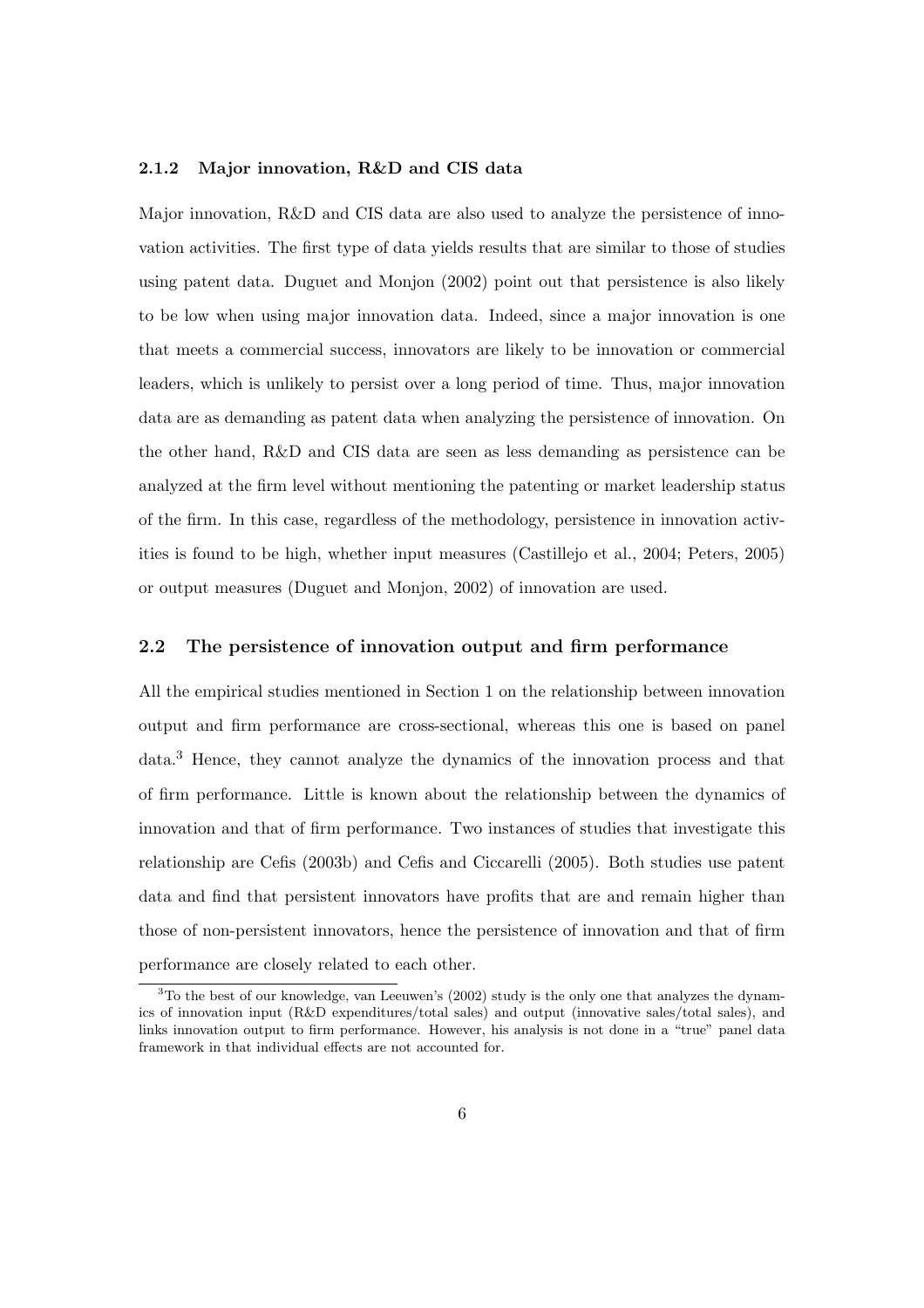### 2.1.2 Major innovation, R&D and CIS data

Major innovation, R&D and CIS data are also used to analyze the persistence of innovation activities. The first type of data yields results that are similar to those of studies using patent data. Duguet and Monjon (2002) point out that persistence is also likely to be low when using major innovation data. Indeed, since a major innovation is one that meets a commercial success, innovators are likely to be innovation or commercial leaders, which is unlikely to persist over a long period of time. Thus, major innovation data are as demanding as patent data when analyzing the persistence of innovation. On the other hand, R&D and CIS data are seen as less demanding as persistence can be analyzed at the firm level without mentioning the patenting or market leadership status of the firm. In this case, regardless of the methodology, persistence in innovation activities is found to be high, whether input measures (Castillejo et al., 2004; Peters, 2005) or output measures (Duguet and Monjon, 2002) of innovation are used.

## 2.2 The persistence of innovation output and firm performance

All the empirical studies mentioned in Section 1 on the relationship between innovation output and firm performance are cross-sectional, whereas this one is based on panel data.[3] Hence, they cannot analyze the dynamics of the innovation process and that of firm performance. Little is known about the relationship between the dynamics of innovation and that of firm performance. Two instances of studies that investigate this relationship are Cefis (2003b) and Cefis and Ciccarelli (2005). Both studies use patent data and find that persistent innovators have profits that are and remain higher than those of non-persistent innovators, hence the persistence of innovation and that of firm performance are closely related to each other.

[3] To the best of our knowledge, van Leeuwen's (2002) study is the only one that analyzes the dynamics of innovation input (R&D expenditures/total sales) and output (innovative sales/total sales), and links innovation output to firm performance. However, his analysis is not done in a "true" panel data framework in that individual effects are not accounted for.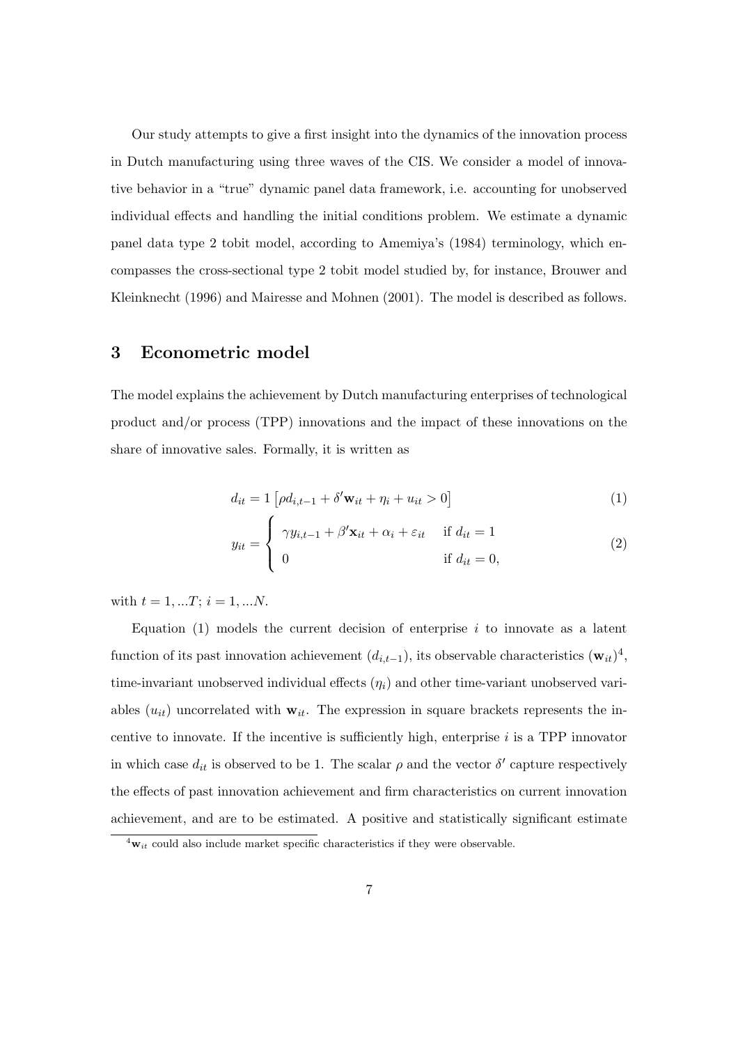Our study attempts to give a first insight into the dynamics of the innovation process in Dutch manufacturing using three waves of the CIS. We consider a model of innovative behavior in a "true" dynamic panel data framework, i.e. accounting for unobserved individual effects and handling the initial conditions problem. We estimate a dynamic panel data type 2 tobit model, according to Amemiya's (1984) terminology, which encompasses the cross-sectional type 2 tobit model studied by, for instance, Brouwer and Kleinknecht (1996) and Mairesse and Mohnen (2001). The model is described as follows.

## 3 Econometric model

The model explains the achievement by Dutch manufacturing enterprises of technological product and/or process (TPP) innovations and the impact of these innovations on the share of innovative sales. Formally, it is written as

$$d_{it} = 1\left[\rho d_{i,t-1} + \delta' \mathbf{w}_{it} + \eta_i + u_{it} > 0\right] \tag{1}$$

$$y_{it} = \begin{cases} \gamma y_{i,t-1} + \beta' \mathbf{x}_{it} + \alpha_i + \varepsilon_{it} & \text{if } d_{it} = 1 \\ 0 & \text{if } d_{it} = 0, \end{cases} \tag{2}$$

with $t = 1, ...T$; $i = 1, ...N$.

Equation (1) models the current decision of enterprise $i$ to innovate as a latent function of its past innovation achievement ($d_{i,t-1}$), its observable characteristics ($\mathbf{w}_{it}$)[4], time-invariant unobserved individual effects ($\eta_i$) and other time-variant unobserved variables ($u_{it}$) uncorrelated with $\mathbf{w}_{it}$. The expression in square brackets represents the incentive to innovate. If the incentive is sufficiently high, enterprise $i$ is a TPP innovator in which case $d_{it}$ is observed to be 1. The scalar $\rho$ and the vector $\delta'$ capture respectively the effects of past innovation achievement and firm characteristics on current innovation achievement, and are to be estimated. A positive and statistically significant estimate

[4] $\mathbf{w}_{it}$ could also include market specific characteristics if they were observable.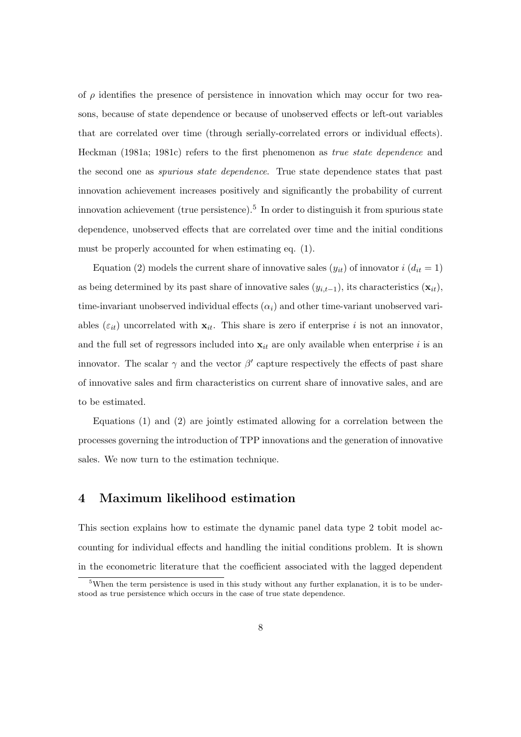of $\rho$ identifies the presence of persistence in innovation which may occur for two reasons, because of state dependence or because of unobserved effects or left-out variables that are correlated over time (through serially-correlated errors or individual effects). Heckman (1981a; 1981c) refers to the first phenomenon as *true state dependence* and the second one as *spurious state dependence*. True state dependence states that past innovation achievement increases positively and significantly the probability of current innovation achievement (true persistence).[5] In order to distinguish it from spurious state dependence, unobserved effects that are correlated over time and the initial conditions must be properly accounted for when estimating eq. (1).

Equation (2) models the current share of innovative sales ($y_{it}$) of innovator $i$ ($d_{it} = 1$) as being determined by its past share of innovative sales ($y_{i,t-1}$), its characteristics ($\mathbf{x}_{it}$), time-invariant unobserved individual effects ($\alpha_i$) and other time-variant unobserved variables ($\varepsilon_{it}$) uncorrelated with $\mathbf{x}_{it}$. This share is zero if enterprise $i$ is not an innovator, and the full set of regressors included into $\mathbf{x}_{it}$ are only available when enterprise $i$ is an innovator. The scalar $\gamma$ and the vector $\beta'$ capture respectively the effects of past share of innovative sales and firm characteristics on current share of innovative sales, and are to be estimated.

Equations (1) and (2) are jointly estimated allowing for a correlation between the processes governing the introduction of TPP innovations and the generation of innovative sales. We now turn to the estimation technique.

## 4 Maximum likelihood estimation

This section explains how to estimate the dynamic panel data type 2 tobit model accounting for individual effects and handling the initial conditions problem. It is shown in the econometric literature that the coefficient associated with the lagged dependent

[5] When the term persistence is used in this study without any further explanation, it is to be understood as true persistence which occurs in the case of true state dependence.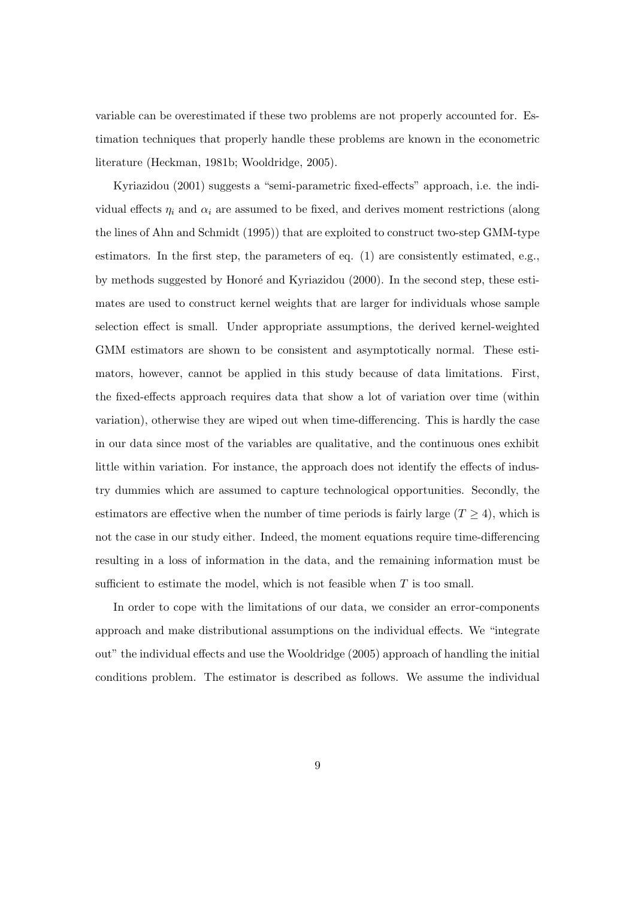variable can be overestimated if these two problems are not properly accounted for. Estimation techniques that properly handle these problems are known in the econometric literature (Heckman, 1981b; Wooldridge, 2005).

Kyriazidou (2001) suggests a "semi-parametric fixed-effects" approach, i.e. the individual effects $\eta_i$ and $\alpha_i$ are assumed to be fixed, and derives moment restrictions (along the lines of Ahn and Schmidt (1995)) that are exploited to construct two-step GMM-type estimators. In the first step, the parameters of eq. (1) are consistently estimated, e.g., by methods suggested by Honoré and Kyriazidou (2000). In the second step, these estimates are used to construct kernel weights that are larger for individuals whose sample selection effect is small. Under appropriate assumptions, the derived kernel-weighted GMM estimators are shown to be consistent and asymptotically normal. These estimators, however, cannot be applied in this study because of data limitations. First, the fixed-effects approach requires data that show a lot of variation over time (within variation), otherwise they are wiped out when time-differencing. This is hardly the case in our data since most of the variables are qualitative, and the continuous ones exhibit little within variation. For instance, the approach does not identify the effects of industry dummies which are assumed to capture technological opportunities. Secondly, the estimators are effective when the number of time periods is fairly large ($T \geq 4$), which is not the case in our study either. Indeed, the moment equations require time-differencing resulting in a loss of information in the data, and the remaining information must be sufficient to estimate the model, which is not feasible when $T$ is too small.

In order to cope with the limitations of our data, we consider an error-components approach and make distributional assumptions on the individual effects. We "integrate out" the individual effects and use the Wooldridge (2005) approach of handling the initial conditions problem. The estimator is described as follows. We assume the individual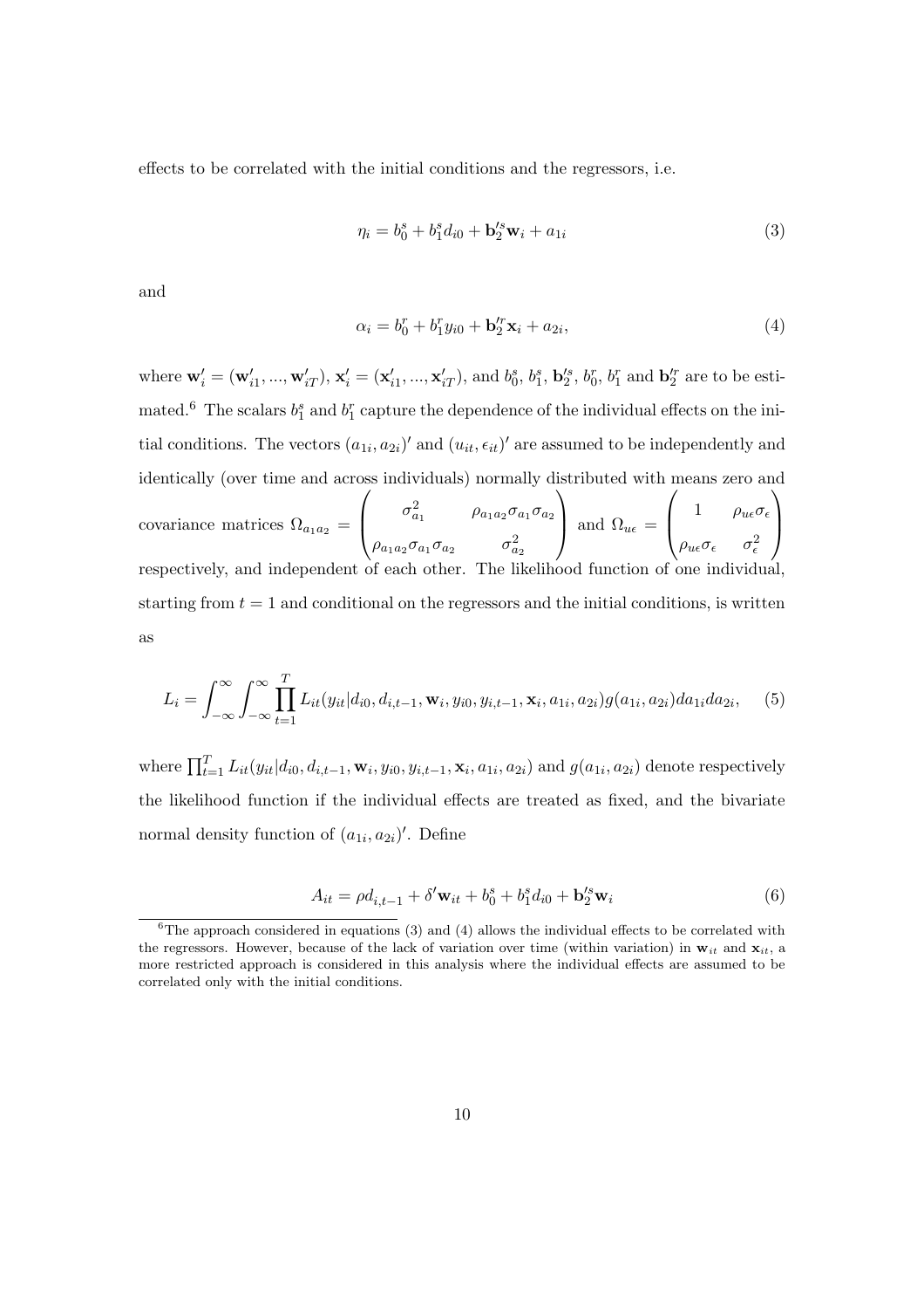effects to be correlated with the initial conditions and the regressors, i.e.

$$\eta_i = b_0^s + b_1^s d_{i0} + \mathbf{b}_2'^s \mathbf{w}_i + a_{1i} \tag{3}$$

and

$$\alpha_i = b_0^r + b_1^r y_{i0} + \mathbf{b}_2'^r \mathbf{x}_i + a_{2i}, \tag{4}$$

where $\mathbf{w}_i' = (\mathbf{w}_{i1}', ..., \mathbf{w}_{iT}')$, $\mathbf{x}_i' = (\mathbf{x}_{i1}', ..., \mathbf{x}_{iT}')$, and $b_0^s$, $b_1^s$, $\mathbf{b}_2'^s$, $b_0^r$, $b_1^r$ and $\mathbf{b}_2'^r$ are to be estimated.[6] The scalars $b_1^s$ and $b_1^r$ capture the dependence of the individual effects on the initial conditions. The vectors $(a_{1i}, a_{2i})'$ and $(u_{it}, \epsilon_{it})'$ are assumed to be independently and identically (over time and across individuals) normally distributed with means zero and covariance matrices $\Omega_{a_1 a_2} = \begin{pmatrix} \sigma_{a_1}^2 & \rho_{a_1 a_2}\sigma_{a_1}\sigma_{a_2} \\ \rho_{a_1 a_2}\sigma_{a_1}\sigma_{a_2} & \sigma_{a_2}^2 \end{pmatrix}$ and $\Omega_{u\epsilon} = \begin{pmatrix} 1 & \rho_{u\epsilon}\sigma_\epsilon \\ \rho_{u\epsilon}\sigma_\epsilon & \sigma_\epsilon^2 \end{pmatrix}$ respectively, and independent of each other. The likelihood function of one individual, starting from $t = 1$ and conditional on the regressors and the initial conditions, is written as

$$L_i = \int_{-\infty}^{\infty}\int_{-\infty}^{\infty} \prod_{t=1}^{T} L_{it}(y_{it}|d_{i0}, d_{i,t-1}, \mathbf{w}_i, y_{i0}, y_{i,t-1}, \mathbf{x}_i, a_{1i}, a_{2i}) g(a_{1i}, a_{2i}) da_{1i} da_{2i}, \tag{5}$$

where $\prod_{t=1}^{T} L_{it}(y_{it}|d_{i0}, d_{i,t-1}, \mathbf{w}_i, y_{i0}, y_{i,t-1}, \mathbf{x}_i, a_{1i}, a_{2i})$ and $g(a_{1i}, a_{2i})$ denote respectively the likelihood function if the individual effects are treated as fixed, and the bivariate normal density function of $(a_{1i}, a_{2i})'$. Define

$$A_{it} = \rho d_{i,t-1} + \delta' \mathbf{w}_{it} + b_0^s + b_1^s d_{i0} + \mathbf{b}_2'^s \mathbf{w}_i \tag{6}$$

[6] The approach considered in equations (3) and (4) allows the individual effects to be correlated with the regressors. However, because of the lack of variation over time (within variation) in $\mathbf{w}_{it}$ and $\mathbf{x}_{it}$, a more restricted approach is considered in this analysis where the individual effects are assumed to be correlated only with the initial conditions.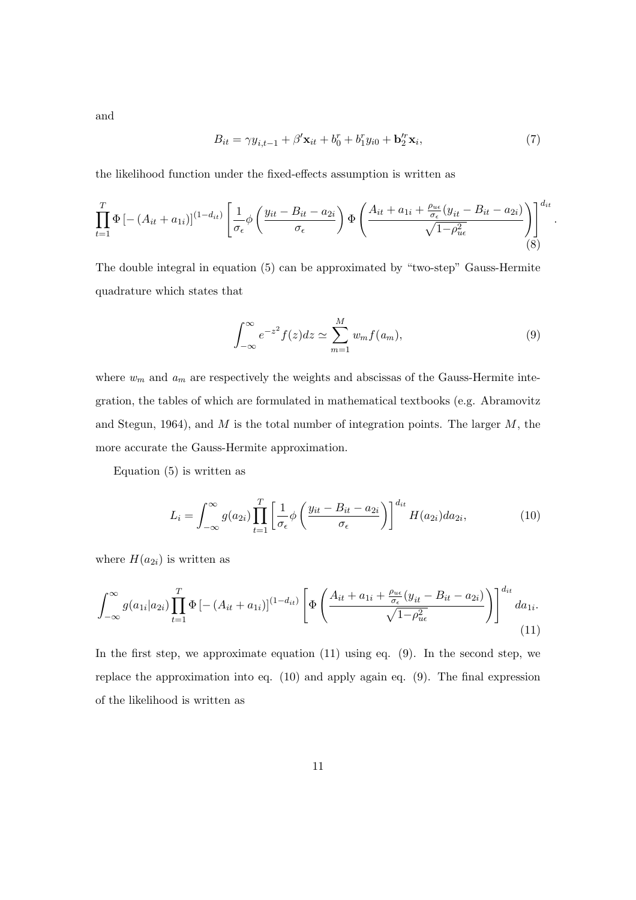and

$$B_{it} = \gamma y_{i,t-1} + \beta' \mathbf{x}_{it} + b_0^r + b_1^r y_{i0} + \mathbf{b}_2'^r \mathbf{x}_i, \tag{7}$$

the likelihood function under the fixed-effects assumption is written as

$$\prod_{t=1}^{T} \Phi\left[-\left(A_{it} + a_{1i}\right)\right]^{(1-d_{it})} \left[\frac{1}{\sigma_\epsilon}\phi\left(\frac{y_{it} - B_{it} - a_{2i}}{\sigma_\epsilon}\right)\Phi\left(\frac{A_{it} + a_{1i} + \frac{\rho_{u\epsilon}}{\sigma_\epsilon}(y_{it} - B_{it} - a_{2i})}{\sqrt{1-\rho_{u\epsilon}^2}}\right)\right]^{d_{it}}. \tag{8}$$

The double integral in equation (5) can be approximated by "two-step" Gauss-Hermite quadrature which states that

$$\int_{-\infty}^{\infty} e^{-z^2} f(z) dz \simeq \sum_{m=1}^{M} w_m f(a_m), \tag{9}$$

where $w_m$ and $a_m$ are respectively the weights and abscissas of the Gauss-Hermite integration, the tables of which are formulated in mathematical textbooks (e.g. Abramovitz and Stegun, 1964), and $M$ is the total number of integration points. The larger $M$, the more accurate the Gauss-Hermite approximation.

Equation (5) is written as

$$L_i = \int_{-\infty}^{\infty} g(a_{2i}) \prod_{t=1}^{T} \left[\frac{1}{\sigma_\epsilon}\phi\left(\frac{y_{it} - B_{it} - a_{2i}}{\sigma_\epsilon}\right)\right]^{d_{it}} H(a_{2i}) da_{2i}, \tag{10}$$

where $H(a_{2i})$ is written as

$$\int_{-\infty}^{\infty} g(a_{1i}|a_{2i}) \prod_{t=1}^{T} \Phi\left[-\left(A_{it} + a_{1i}\right)\right]^{(1-d_{it})} \left[\Phi\left(\frac{A_{it} + a_{1i} + \frac{\rho_{u\epsilon}}{\sigma_\epsilon}(y_{it} - B_{it} - a_{2i})}{\sqrt{1-\rho_{u\epsilon}^2}}\right)\right]^{d_{it}} da_{1i}. \tag{11}$$

In the first step, we approximate equation (11) using eq. (9). In the second step, we replace the approximation into eq. (10) and apply again eq. (9). The final expression of the likelihood is written as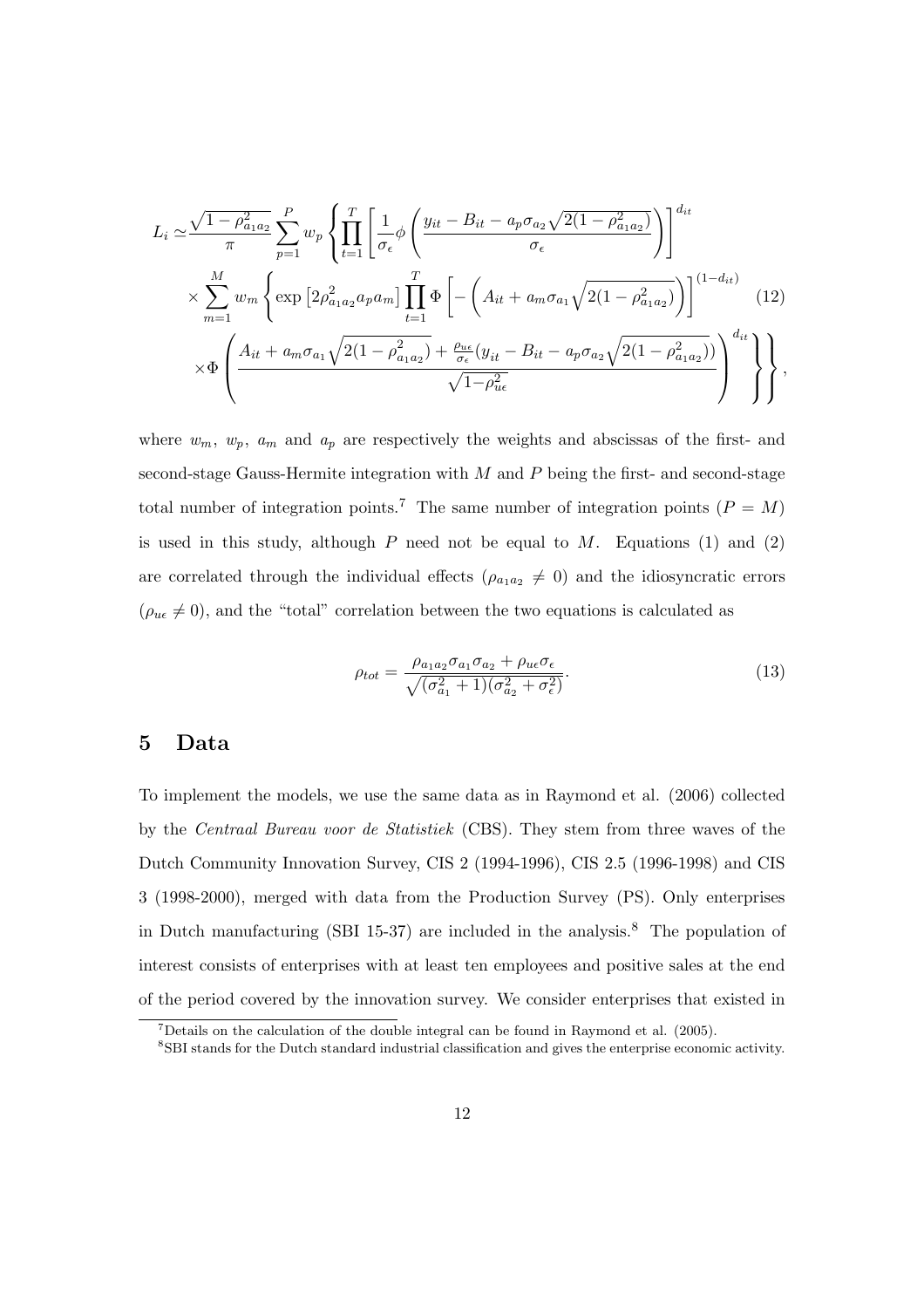$$
\begin{aligned}
L_i \simeq & \frac{\sqrt{1-\rho_{a_1a_2}^2}}{\pi} \sum_{p=1}^{P} w_p \left\{ \prod_{t=1}^{T} \left[ \frac{1}{\sigma_\epsilon} \phi \left( \frac{y_{it} - B_{it} - a_p \sigma_{a_2} \sqrt{2(1-\rho_{a_1a_2}^2)}}{\sigma_\epsilon} \right) \right]^{d_{it}} \right. \\
& \times \sum_{m=1}^{M} w_m \left\{ \exp\left[ 2\rho_{a_1a_2}^2 a_p a_m \right] \prod_{t=1}^{T} \Phi \left[ - \left( A_{it} + a_m \sigma_{a_1} \sqrt{2(1-\rho_{a_1a_2}^2)} \right) \right]^{(1-d_{it})} \right. \\
& \left. \left. \times \Phi \left( \frac{A_{it} + a_m \sigma_{a_1} \sqrt{2(1-\rho_{a_1a_2}^2)} + \frac{\rho_{u\epsilon}}{\sigma_\epsilon} (y_{it} - B_{it} - a_p \sigma_{a_2} \sqrt{2(1-\rho_{a_1a_2}^2)})}{\sqrt{1-\rho_{u\epsilon}^2}} \right)^{d_{it}} \right\} \right\},
\end{aligned}
\tag{12}
$$

where $w_m$, $w_p$, $a_m$ and $a_p$ are respectively the weights and abscissas of the first- and second-stage Gauss-Hermite integration with $M$ and $P$ being the first- and second-stage total number of integration points.[7] The same number of integration points ($P = M$) is used in this study, although $P$ need not be equal to $M$. Equations (1) and (2) are correlated through the individual effects ($\rho_{a_1a_2} \neq 0$) and the idiosyncratic errors ($\rho_{u\epsilon} \neq 0$), and the "total" correlation between the two equations is calculated as

$$
\rho_{tot} = \frac{\rho_{a_1a_2}\sigma_{a_1}\sigma_{a_2} + \rho_{u\epsilon}\sigma_\epsilon}{\sqrt{(\sigma_{a_1}^2 + 1)(\sigma_{a_2}^2 + \sigma_\epsilon^2)}}. \tag{13}
$$

## 5 Data

To implement the models, we use the same data as in Raymond et al. (2006) collected by the *Centraal Bureau voor de Statistiek* (CBS). They stem from three waves of the Dutch Community Innovation Survey, CIS 2 (1994-1996), CIS 2.5 (1996-1998) and CIS 3 (1998-2000), merged with data from the Production Survey (PS). Only enterprises in Dutch manufacturing (SBI 15-37) are included in the analysis.[8] The population of interest consists of enterprises with at least ten employees and positive sales at the end of the period covered by the innovation survey. We consider enterprises that existed in

[7] Details on the calculation of the double integral can be found in Raymond et al. (2005).

[8] SBI stands for the Dutch standard industrial classification and gives the enterprise economic activity.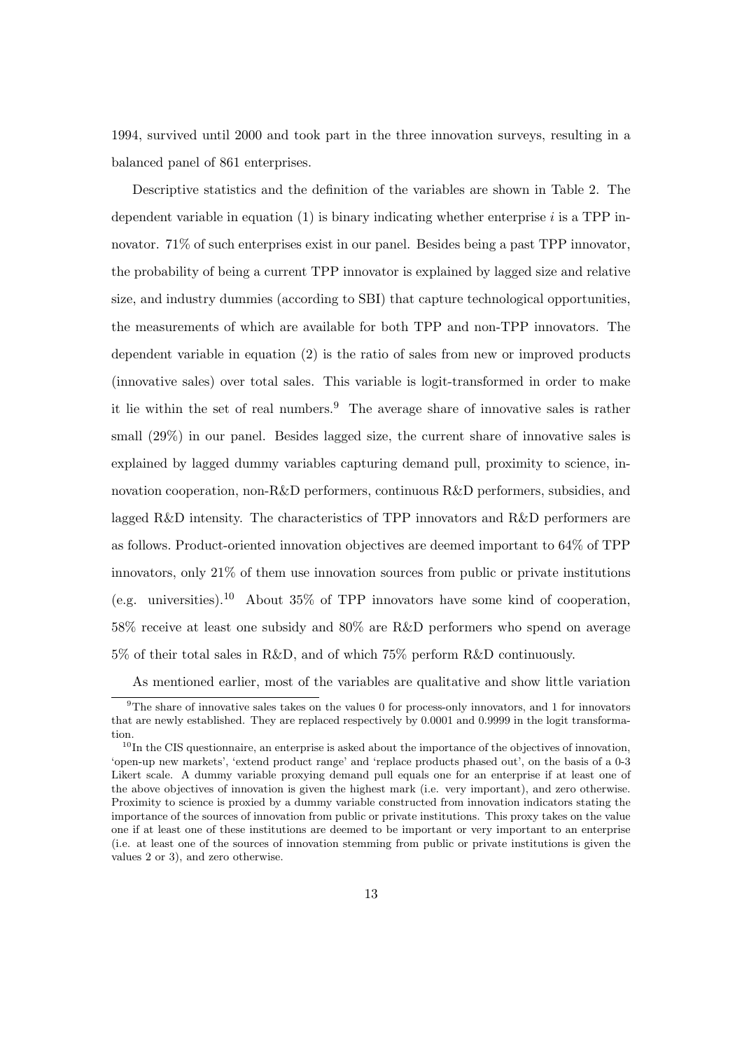1994, survived until 2000 and took part in the three innovation surveys, resulting in a balanced panel of 861 enterprises.

Descriptive statistics and the definition of the variables are shown in Table 2. The dependent variable in equation (1) is binary indicating whether enterprise $i$ is a TPP innovator. 71% of such enterprises exist in our panel. Besides being a past TPP innovator, the probability of being a current TPP innovator is explained by lagged size and relative size, and industry dummies (according to SBI) that capture technological opportunities, the measurements of which are available for both TPP and non-TPP innovators. The dependent variable in equation (2) is the ratio of sales from new or improved products (innovative sales) over total sales. This variable is logit-transformed in order to make it lie within the set of real numbers.[9] The average share of innovative sales is rather small (29%) in our panel. Besides lagged size, the current share of innovative sales is explained by lagged dummy variables capturing demand pull, proximity to science, innovation cooperation, non-R&D performers, continuous R&D performers, subsidies, and lagged R&D intensity. The characteristics of TPP innovators and R&D performers are as follows. Product-oriented innovation objectives are deemed important to 64% of TPP innovators, only 21% of them use innovation sources from public or private institutions (e.g. universities).[10] About 35% of TPP innovators have some kind of cooperation, 58% receive at least one subsidy and 80% are R&D performers who spend on average 5% of their total sales in R&D, and of which 75% perform R&D continuously.

As mentioned earlier, most of the variables are qualitative and show little variation

[9] The share of innovative sales takes on the values 0 for process-only innovators, and 1 for innovators that are newly established. They are replaced respectively by 0.0001 and 0.9999 in the logit transformation.

[10] In the CIS questionnaire, an enterprise is asked about the importance of the objectives of innovation, 'open-up new markets', 'extend product range' and 'replace products phased out', on the basis of a 0-3 Likert scale. A dummy variable proxying demand pull equals one for an enterprise if at least one of the above objectives of innovation is given the highest mark (i.e. very important), and zero otherwise. Proximity to science is proxied by a dummy variable constructed from innovation indicators stating the importance of the sources of innovation from public or private institutions. This proxy takes on the value one if at least one of these institutions are deemed to be important or very important to an enterprise (i.e. at least one of the sources of innovation stemming from public or private institutions is given the values 2 or 3), and zero otherwise.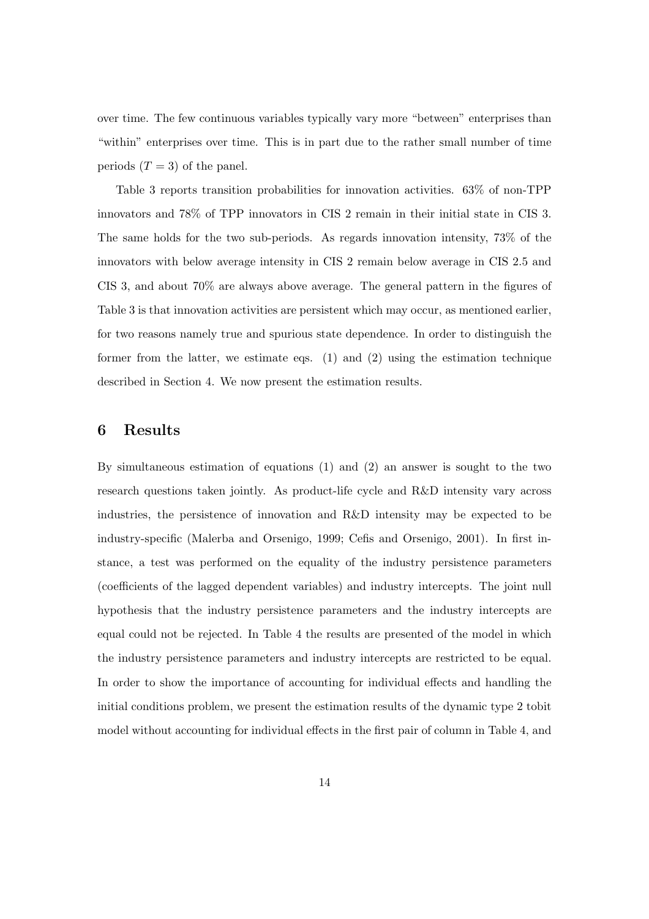over time. The few continuous variables typically vary more "between" enterprises than "within" enterprises over time. This is in part due to the rather small number of time periods ($T = 3$) of the panel.

Table 3 reports transition probabilities for innovation activities. 63% of non-TPP innovators and 78% of TPP innovators in CIS 2 remain in their initial state in CIS 3. The same holds for the two sub-periods. As regards innovation intensity, 73% of the innovators with below average intensity in CIS 2 remain below average in CIS 2.5 and CIS 3, and about 70% are always above average. The general pattern in the figures of Table 3 is that innovation activities are persistent which may occur, as mentioned earlier, for two reasons namely true and spurious state dependence. In order to distinguish the former from the latter, we estimate eqs. (1) and (2) using the estimation technique described in Section 4. We now present the estimation results.

## 6 Results

By simultaneous estimation of equations (1) and (2) an answer is sought to the two research questions taken jointly. As product-life cycle and R&D intensity vary across industries, the persistence of innovation and R&D intensity may be expected to be industry-specific (Malerba and Orsenigo, 1999; Cefis and Orsenigo, 2001). In first instance, a test was performed on the equality of the industry persistence parameters (coefficients of the lagged dependent variables) and industry intercepts. The joint null hypothesis that the industry persistence parameters and the industry intercepts are equal could not be rejected. In Table 4 the results are presented of the model in which the industry persistence parameters and industry intercepts are restricted to be equal. In order to show the importance of accounting for individual effects and handling the initial conditions problem, we present the estimation results of the dynamic type 2 tobit model without accounting for individual effects in the first pair of column in Table 4, and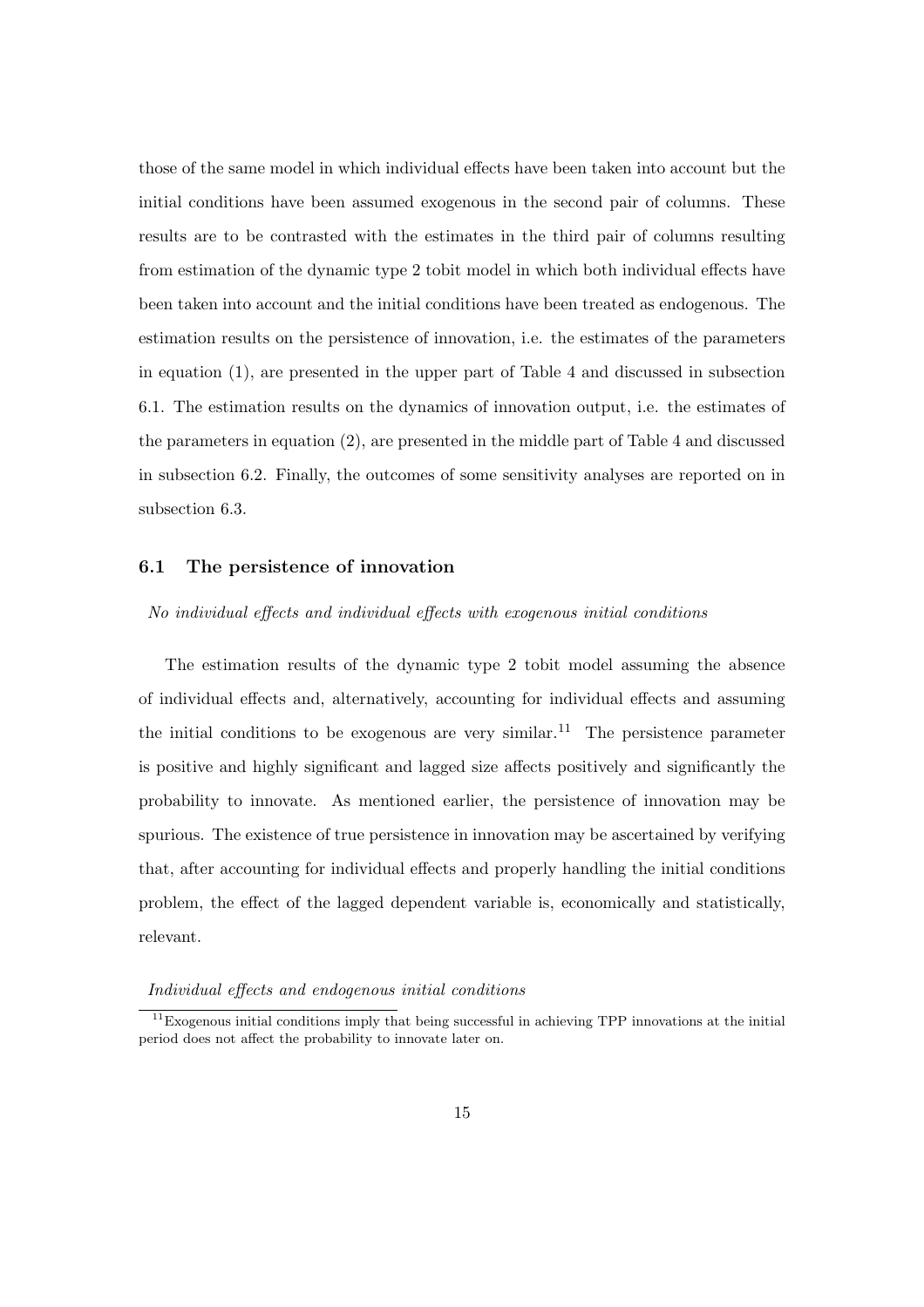those of the same model in which individual effects have been taken into account but the initial conditions have been assumed exogenous in the second pair of columns. These results are to be contrasted with the estimates in the third pair of columns resulting from estimation of the dynamic type 2 tobit model in which both individual effects have been taken into account and the initial conditions have been treated as endogenous. The estimation results on the persistence of innovation, i.e. the estimates of the parameters in equation (1), are presented in the upper part of Table 4 and discussed in subsection 6.1. The estimation results on the dynamics of innovation output, i.e. the estimates of the parameters in equation (2), are presented in the middle part of Table 4 and discussed in subsection 6.2. Finally, the outcomes of some sensitivity analyses are reported on in subsection 6.3.

### 6.1 The persistence of innovation

*No individual effects and individual effects with exogenous initial conditions*

The estimation results of the dynamic type 2 tobit model assuming the absence of individual effects and, alternatively, accounting for individual effects and assuming the initial conditions to be exogenous are very similar.[11] The persistence parameter is positive and highly significant and lagged size affects positively and significantly the probability to innovate. As mentioned earlier, the persistence of innovation may be spurious. The existence of true persistence in innovation may be ascertained by verifying that, after accounting for individual effects and properly handling the initial conditions problem, the effect of the lagged dependent variable is, economically and statistically, relevant.

*Individual effects and endogenous initial conditions*

[11] Exogenous initial conditions imply that being successful in achieving TPP innovations at the initial period does not affect the probability to innovate later on.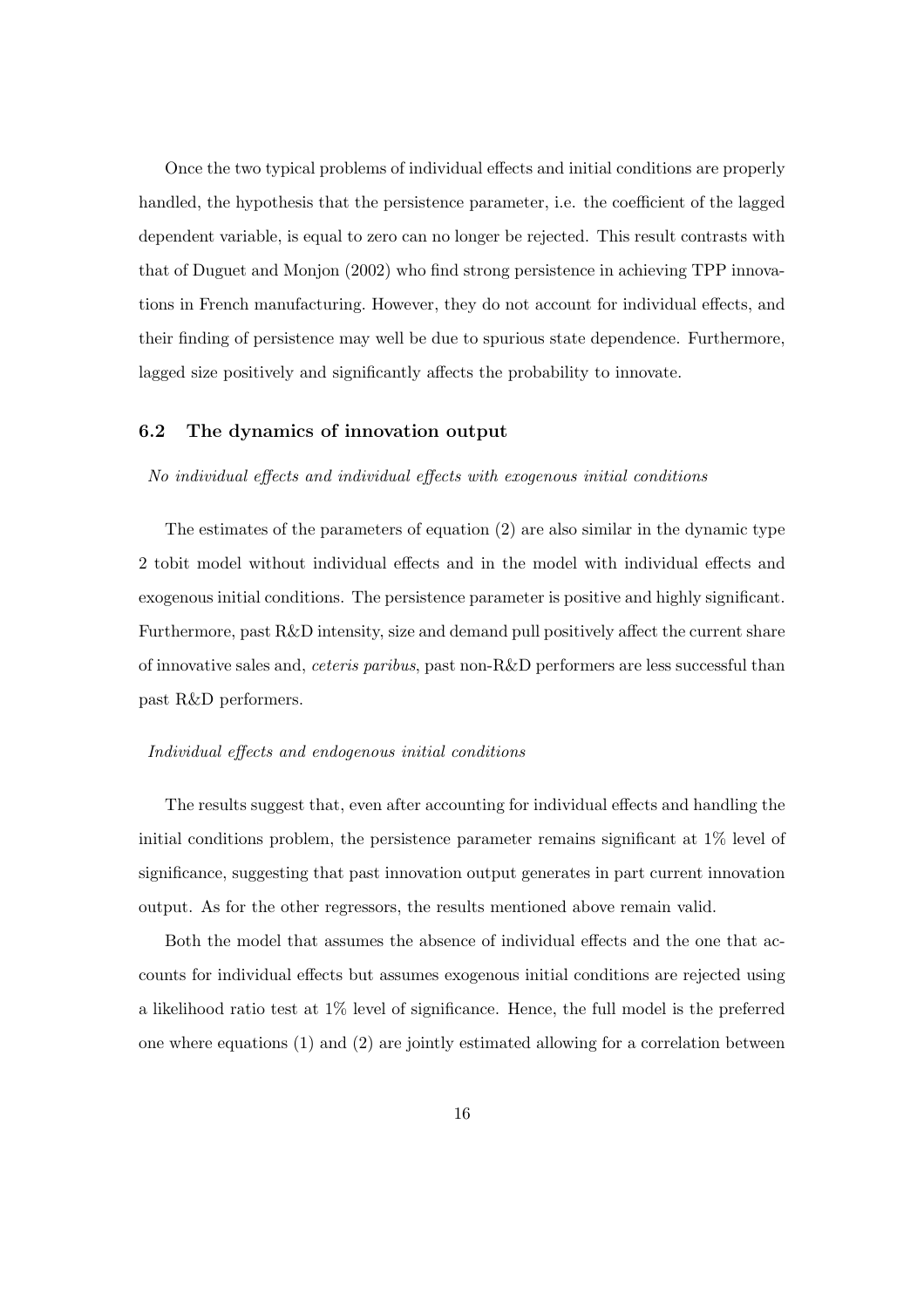Once the two typical problems of individual effects and initial conditions are properly handled, the hypothesis that the persistence parameter, i.e. the coefficient of the lagged dependent variable, is equal to zero can no longer be rejected. This result contrasts with that of Duguet and Monjon (2002) who find strong persistence in achieving TPP innovations in French manufacturing. However, they do not account for individual effects, and their finding of persistence may well be due to spurious state dependence. Furthermore, lagged size positively and significantly affects the probability to innovate.

### 6.2 The dynamics of innovation output

*No individual effects and individual effects with exogenous initial conditions*

The estimates of the parameters of equation (2) are also similar in the dynamic type 2 tobit model without individual effects and in the model with individual effects and exogenous initial conditions. The persistence parameter is positive and highly significant. Furthermore, past R&D intensity, size and demand pull positively affect the current share of innovative sales and, *ceteris paribus*, past non-R&D performers are less successful than past R&D performers.

*Individual effects and endogenous initial conditions*

The results suggest that, even after accounting for individual effects and handling the initial conditions problem, the persistence parameter remains significant at 1% level of significance, suggesting that past innovation output generates in part current innovation output. As for the other regressors, the results mentioned above remain valid.

Both the model that assumes the absence of individual effects and the one that accounts for individual effects but assumes exogenous initial conditions are rejected using a likelihood ratio test at 1% level of significance. Hence, the full model is the preferred one where equations (1) and (2) are jointly estimated allowing for a correlation between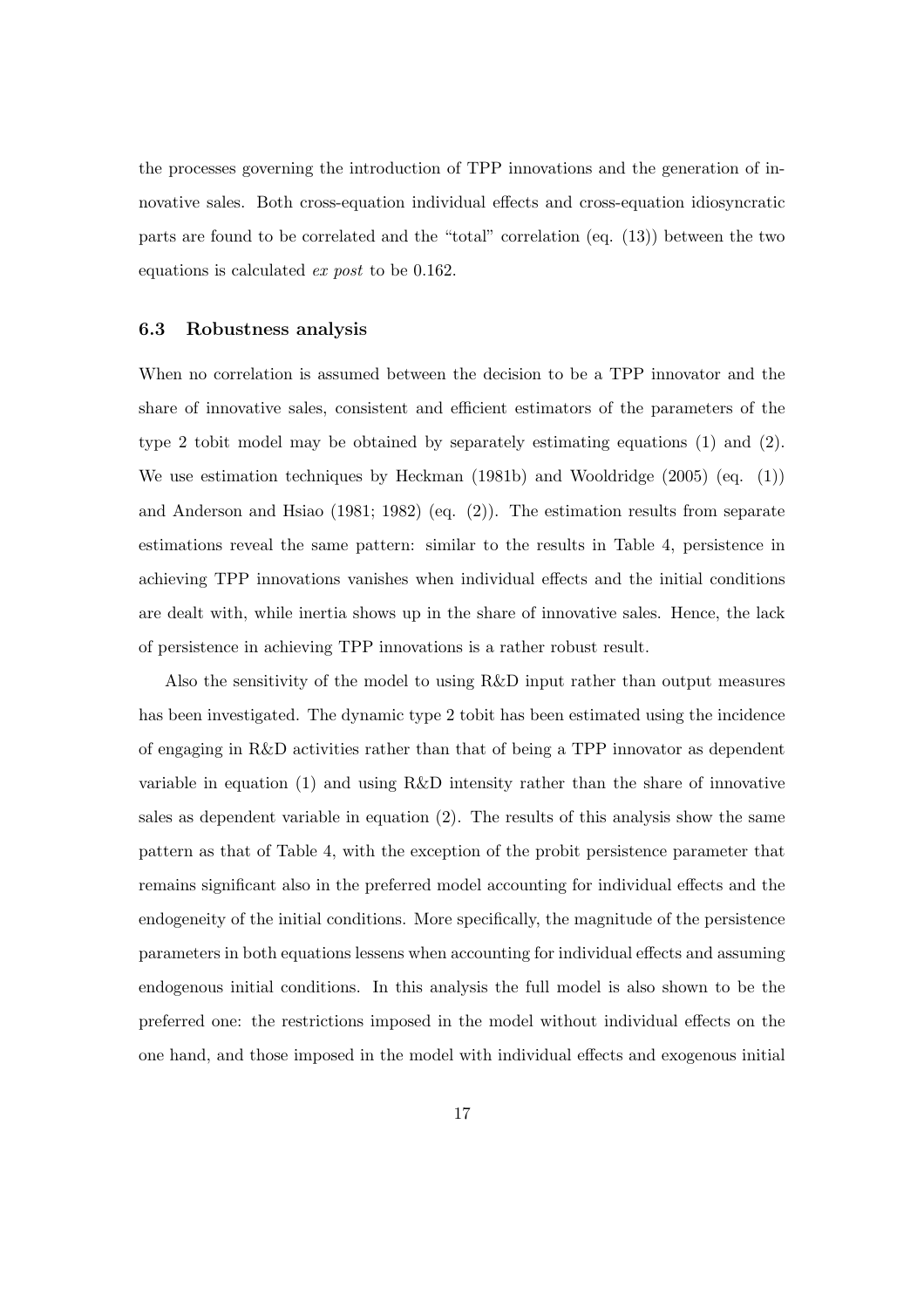the processes governing the introduction of TPP innovations and the generation of innovative sales. Both cross-equation individual effects and cross-equation idiosyncratic parts are found to be correlated and the "total" correlation (eq. (13)) between the two equations is calculated *ex post* to be 0.162.

### 6.3 Robustness analysis

When no correlation is assumed between the decision to be a TPP innovator and the share of innovative sales, consistent and efficient estimators of the parameters of the type 2 tobit model may be obtained by separately estimating equations (1) and (2). We use estimation techniques by Heckman (1981b) and Wooldridge (2005) (eq. (1)) and Anderson and Hsiao (1981; 1982) (eq. (2)). The estimation results from separate estimations reveal the same pattern: similar to the results in Table 4, persistence in achieving TPP innovations vanishes when individual effects and the initial conditions are dealt with, while inertia shows up in the share of innovative sales. Hence, the lack of persistence in achieving TPP innovations is a rather robust result.

Also the sensitivity of the model to using R&D input rather than output measures has been investigated. The dynamic type 2 tobit has been estimated using the incidence of engaging in R&D activities rather than that of being a TPP innovator as dependent variable in equation (1) and using R&D intensity rather than the share of innovative sales as dependent variable in equation (2). The results of this analysis show the same pattern as that of Table 4, with the exception of the probit persistence parameter that remains significant also in the preferred model accounting for individual effects and the endogeneity of the initial conditions. More specifically, the magnitude of the persistence parameters in both equations lessens when accounting for individual effects and assuming endogenous initial conditions. In this analysis the full model is also shown to be the preferred one: the restrictions imposed in the model without individual effects on the one hand, and those imposed in the model with individual effects and exogenous initial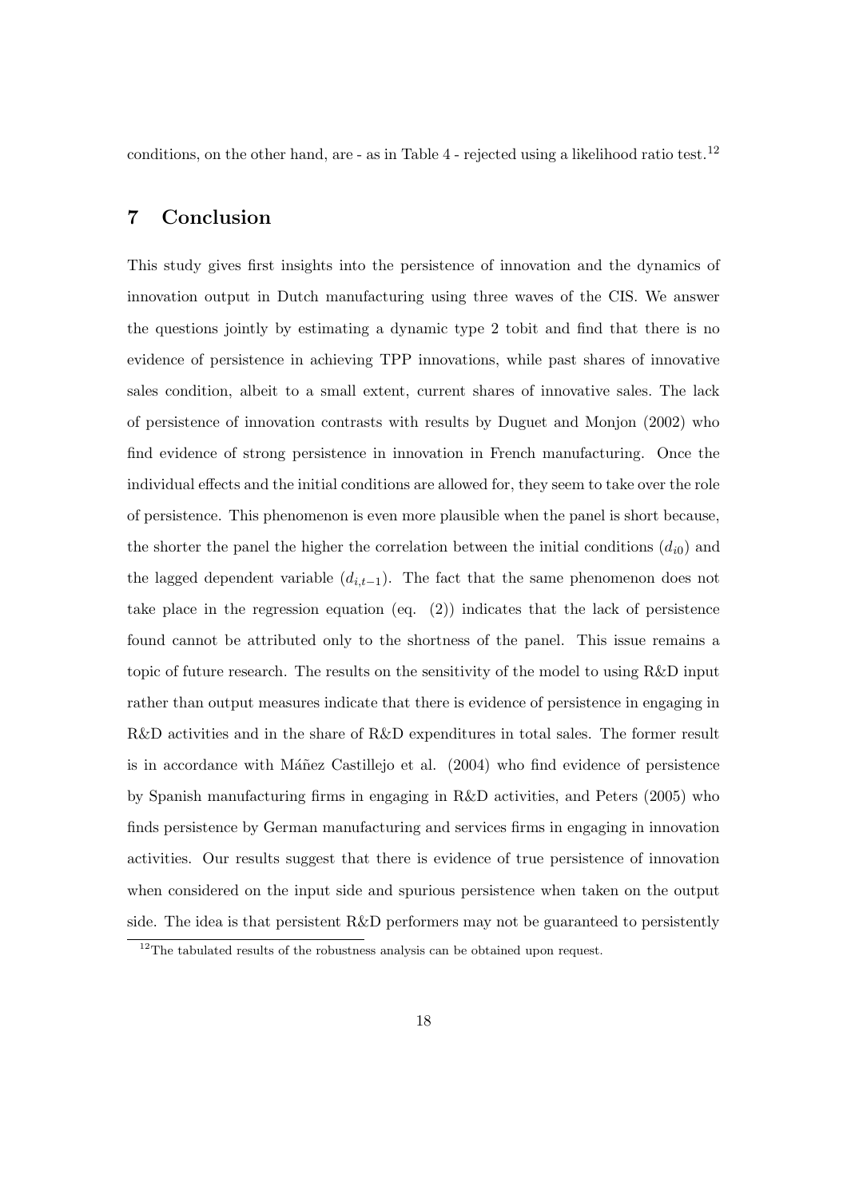conditions, on the other hand, are - as in Table 4 - rejected using a likelihood ratio test.[12]

## 7 Conclusion

This study gives first insights into the persistence of innovation and the dynamics of innovation output in Dutch manufacturing using three waves of the CIS. We answer the questions jointly by estimating a dynamic type 2 tobit and find that there is no evidence of persistence in achieving TPP innovations, while past shares of innovative sales condition, albeit to a small extent, current shares of innovative sales. The lack of persistence of innovation contrasts with results by Duguet and Monjon (2002) who find evidence of strong persistence in innovation in French manufacturing. Once the individual effects and the initial conditions are allowed for, they seem to take over the role of persistence. This phenomenon is even more plausible when the panel is short because, the shorter the panel the higher the correlation between the initial conditions ($d_{i0}$) and the lagged dependent variable ($d_{i,t-1}$). The fact that the same phenomenon does not take place in the regression equation (eq. (2)) indicates that the lack of persistence found cannot be attributed only to the shortness of the panel. This issue remains a topic of future research. The results on the sensitivity of the model to using R&D input rather than output measures indicate that there is evidence of persistence in engaging in R&D activities and in the share of R&D expenditures in total sales. The former result is in accordance with Máñez Castillejo et al. (2004) who find evidence of persistence by Spanish manufacturing firms in engaging in R&D activities, and Peters (2005) who finds persistence by German manufacturing and services firms in engaging in innovation activities. Our results suggest that there is evidence of true persistence of innovation when considered on the input side and spurious persistence when taken on the output side. The idea is that persistent R&D performers may not be guaranteed to persistently

[12] The tabulated results of the robustness analysis can be obtained upon request.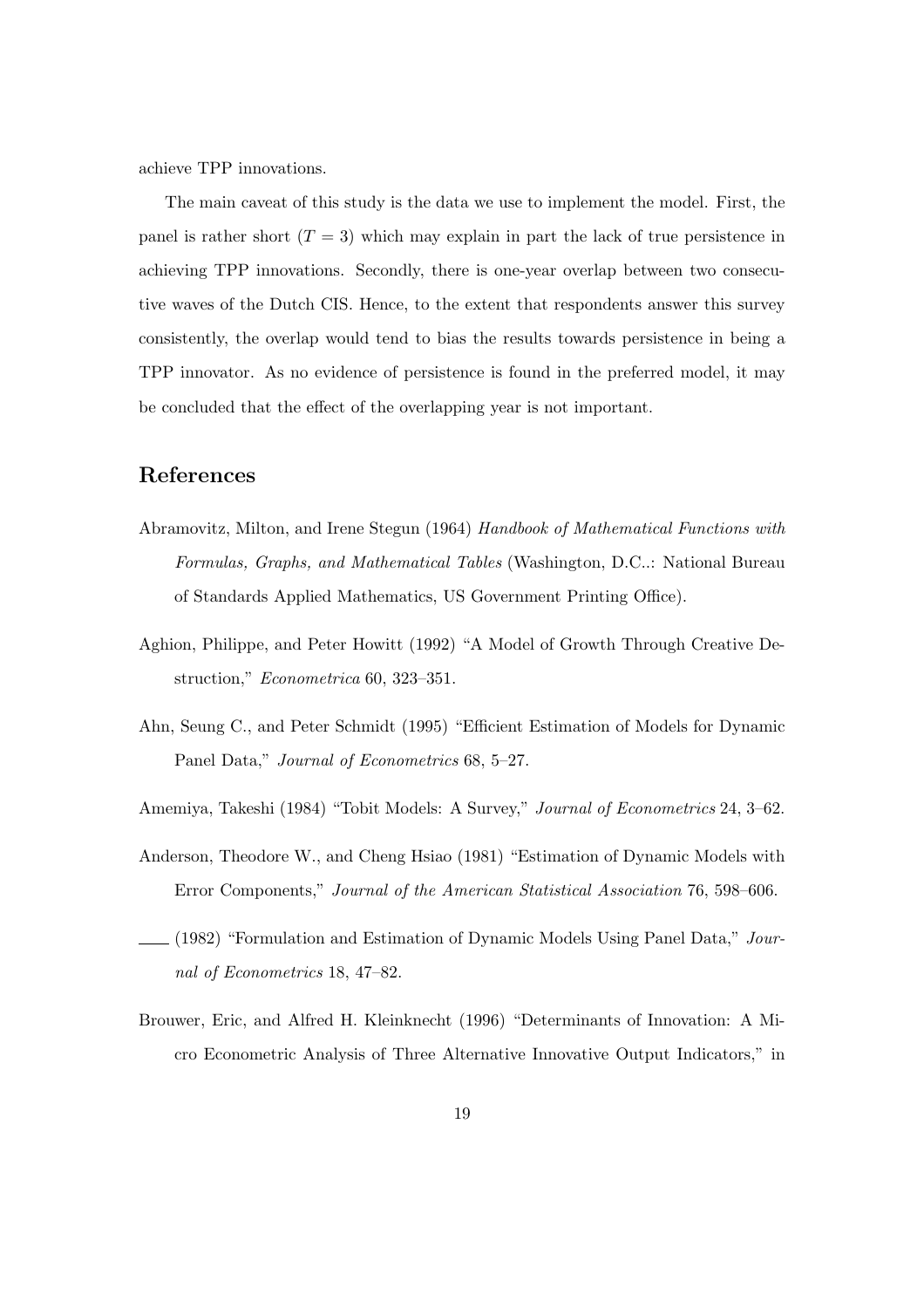achieve TPP innovations.

The main caveat of this study is the data we use to implement the model. First, the panel is rather short ($T = 3$) which may explain in part the lack of true persistence in achieving TPP innovations. Secondly, there is one-year overlap between two consecutive waves of the Dutch CIS. Hence, to the extent that respondents answer this survey consistently, the overlap would tend to bias the results towards persistence in being a TPP innovator. As no evidence of persistence is found in the preferred model, it may be concluded that the effect of the overlapping year is not important.

## References

Abramovitz, Milton, and Irene Stegun (1964) *Handbook of Mathematical Functions with Formulas, Graphs, and Mathematical Tables* (Washington, D.C..: National Bureau of Standards Applied Mathematics, US Government Printing Office).

Aghion, Philippe, and Peter Howitt (1992) "A Model of Growth Through Creative Destruction," *Econometrica* 60, 323–351.

Ahn, Seung C., and Peter Schmidt (1995) "Efficient Estimation of Models for Dynamic Panel Data," *Journal of Econometrics* 68, 5–27.

Amemiya, Takeshi (1984) "Tobit Models: A Survey," *Journal of Econometrics* 24, 3–62.

Anderson, Theodore W., and Cheng Hsiao (1981) "Estimation of Dynamic Models with Error Components," *Journal of the American Statistical Association* 76, 598–606.

—— (1982) "Formulation and Estimation of Dynamic Models Using Panel Data," *Journal of Econometrics* 18, 47–82.

Brouwer, Eric, and Alfred H. Kleinknecht (1996) "Determinants of Innovation: A Micro Econometric Analysis of Three Alternative Innovative Output Indicators," in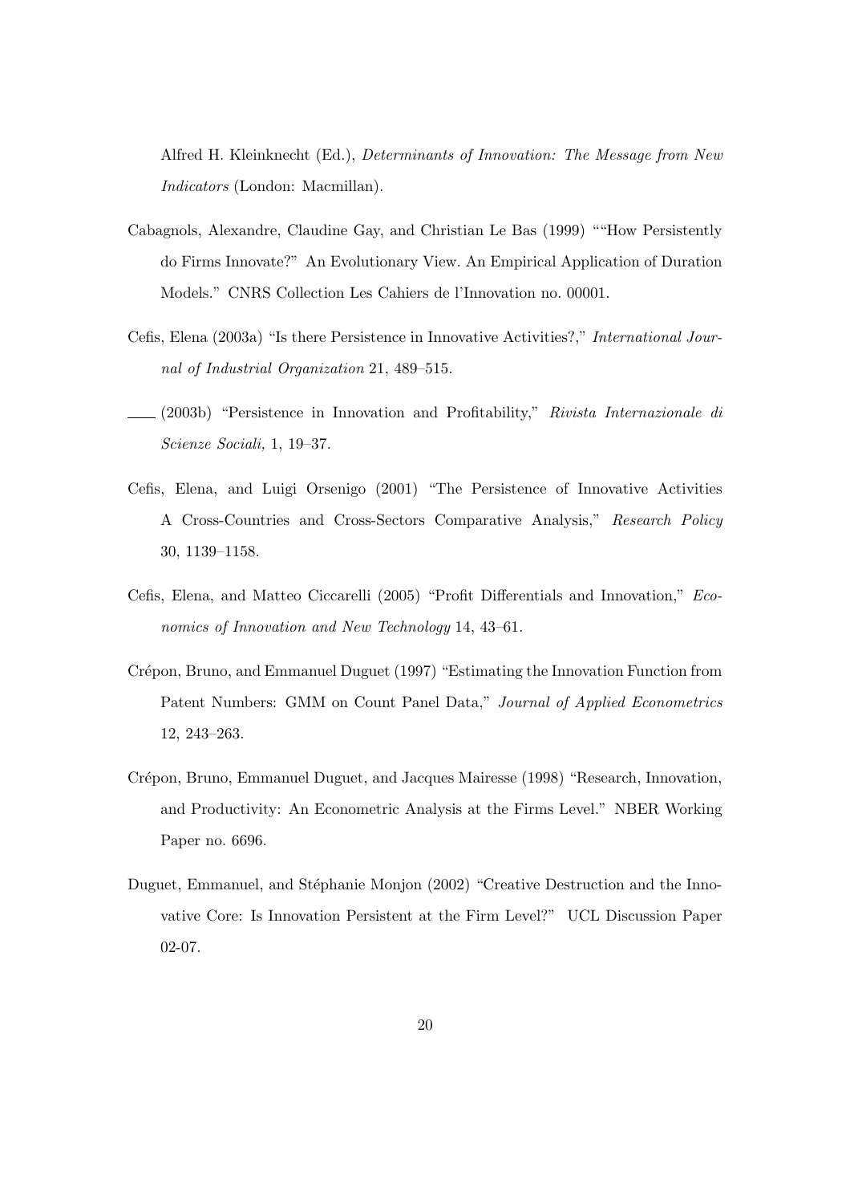Alfred H. Kleinknecht (Ed.), *Determinants of Innovation: The Message from New Indicators* (London: Macmillan).

Cabagnols, Alexandre, Claudine Gay, and Christian Le Bas (1999) ""How Persistently do Firms Innovate?" An Evolutionary View. An Empirical Application of Duration Models." CNRS Collection Les Cahiers de l'Innovation no. 00001.

Cefis, Elena (2003a) "Is there Persistence in Innovative Activities?," *International Journal of Industrial Organization* 21, 489–515.

—— (2003b) "Persistence in Innovation and Profitability," *Rivista Internazionale di Scienze Sociali,* 1, 19–37.

Cefis, Elena, and Luigi Orsenigo (2001) "The Persistence of Innovative Activities A Cross-Countries and Cross-Sectors Comparative Analysis," *Research Policy* 30, 1139–1158.

Cefis, Elena, and Matteo Ciccarelli (2005) "Profit Differentials and Innovation," *Economics of Innovation and New Technology* 14, 43–61.

Crépon, Bruno, and Emmanuel Duguet (1997) "Estimating the Innovation Function from Patent Numbers: GMM on Count Panel Data," *Journal of Applied Econometrics* 12, 243–263.

Crépon, Bruno, Emmanuel Duguet, and Jacques Mairesse (1998) "Research, Innovation, and Productivity: An Econometric Analysis at the Firms Level." NBER Working Paper no. 6696.

Duguet, Emmanuel, and Stéphanie Monjon (2002) "Creative Destruction and the Innovative Core: Is Innovation Persistent at the Firm Level?" UCL Discussion Paper 02-07.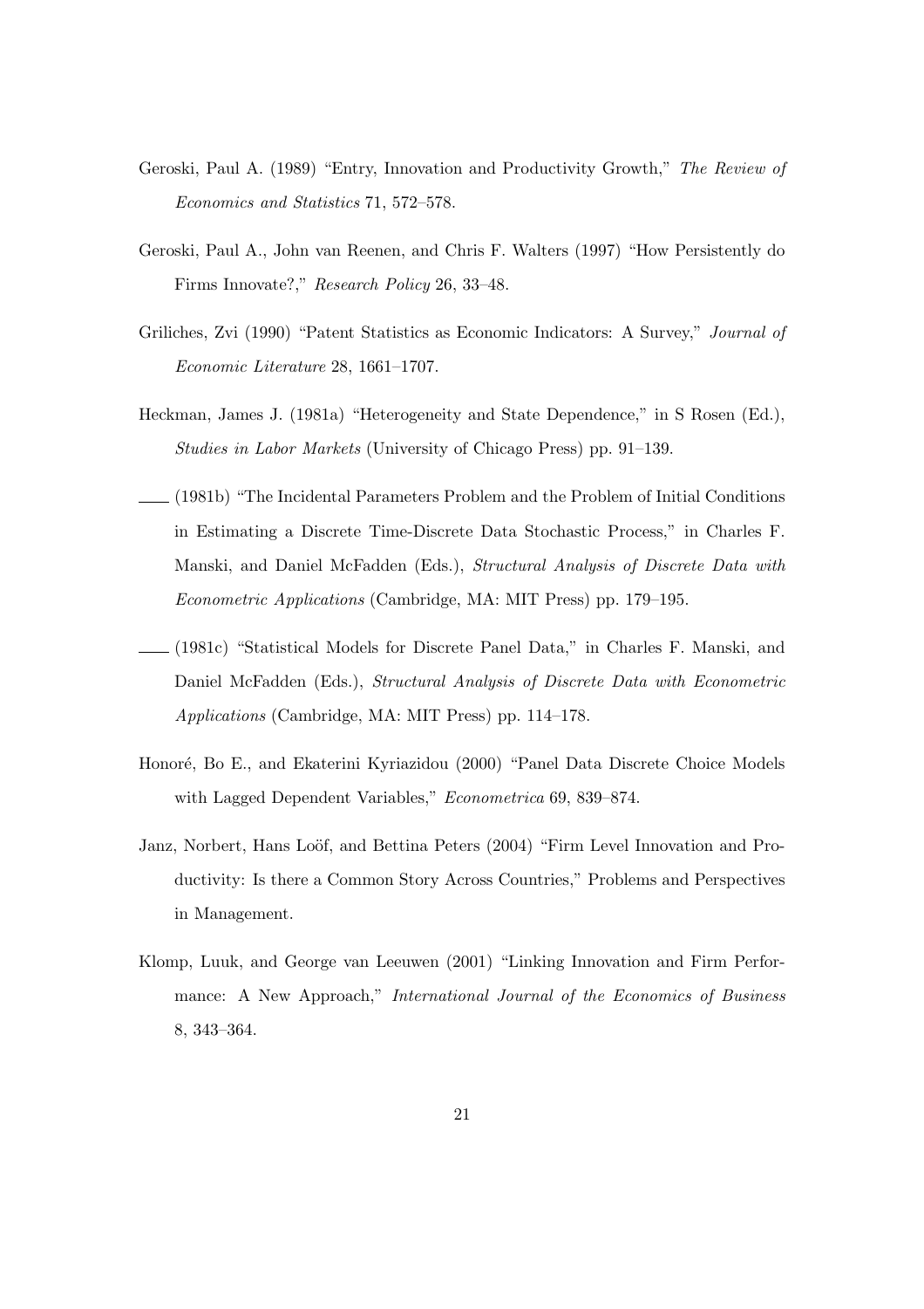Geroski, Paul A. (1989) "Entry, Innovation and Productivity Growth," *The Review of Economics and Statistics* 71, 572–578.

Geroski, Paul A., John van Reenen, and Chris F. Walters (1997) "How Persistently do Firms Innovate?," *Research Policy* 26, 33–48.

Griliches, Zvi (1990) "Patent Statistics as Economic Indicators: A Survey," *Journal of Economic Literature* 28, 1661–1707.

Heckman, James J. (1981a) "Heterogeneity and State Dependence," in S Rosen (Ed.), *Studies in Labor Markets* (University of Chicago Press) pp. 91–139.

—— (1981b) "The Incidental Parameters Problem and the Problem of Initial Conditions in Estimating a Discrete Time-Discrete Data Stochastic Process," in Charles F. Manski, and Daniel McFadden (Eds.), *Structural Analysis of Discrete Data with Econometric Applications* (Cambridge, MA: MIT Press) pp. 179–195.

—— (1981c) "Statistical Models for Discrete Panel Data," in Charles F. Manski, and Daniel McFadden (Eds.), *Structural Analysis of Discrete Data with Econometric Applications* (Cambridge, MA: MIT Press) pp. 114–178.

Honoré, Bo E., and Ekaterini Kyriazidou (2000) "Panel Data Discrete Choice Models with Lagged Dependent Variables," *Econometrica* 69, 839–874.

Janz, Norbert, Hans Loöf, and Bettina Peters (2004) "Firm Level Innovation and Productivity: Is there a Common Story Across Countries," Problems and Perspectives in Management.

Klomp, Luuk, and George van Leeuwen (2001) "Linking Innovation and Firm Performance: A New Approach," *International Journal of the Economics of Business* 8, 343–364.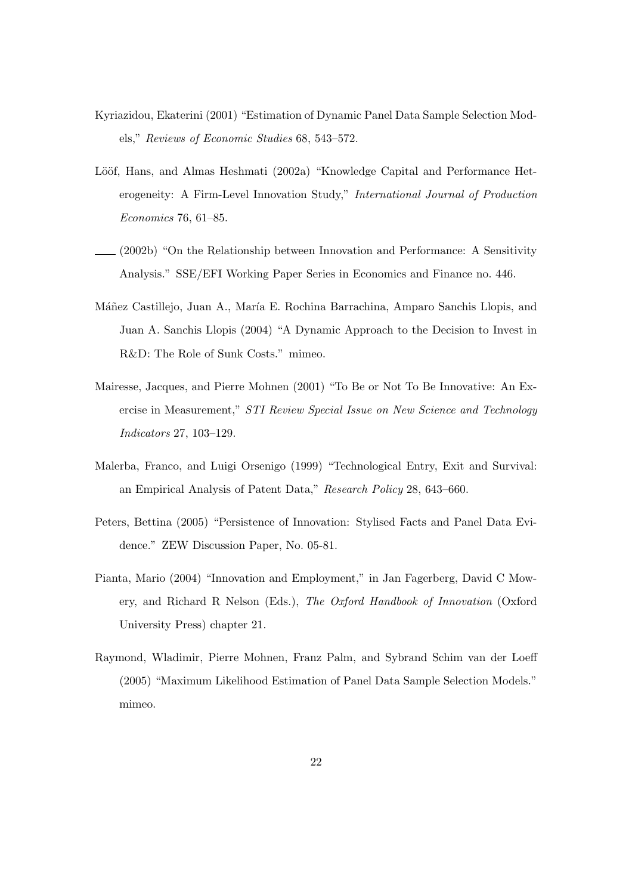Kyriazidou, Ekaterini (2001) "Estimation of Dynamic Panel Data Sample Selection Models," *Reviews of Economic Studies* 68, 543–572.

Lööf, Hans, and Almas Heshmati (2002a) "Knowledge Capital and Performance Heterogeneity: A Firm-Level Innovation Study," *International Journal of Production Economics* 76, 61–85.

—— (2002b) "On the Relationship between Innovation and Performance: A Sensitivity Analysis." SSE/EFI Working Paper Series in Economics and Finance no. 446.

Máñez Castillejo, Juan A., María E. Rochina Barrachina, Amparo Sanchis Llopis, and Juan A. Sanchis Llopis (2004) "A Dynamic Approach to the Decision to Invest in R&D: The Role of Sunk Costs." mimeo.

Mairesse, Jacques, and Pierre Mohnen (2001) "To Be or Not To Be Innovative: An Exercise in Measurement," *STI Review Special Issue on New Science and Technology Indicators* 27, 103–129.

Malerba, Franco, and Luigi Orsenigo (1999) "Technological Entry, Exit and Survival: an Empirical Analysis of Patent Data," *Research Policy* 28, 643–660.

Peters, Bettina (2005) "Persistence of Innovation: Stylised Facts and Panel Data Evidence." ZEW Discussion Paper, No. 05-81.

Pianta, Mario (2004) "Innovation and Employment," in Jan Fagerberg, David C Mowery, and Richard R Nelson (Eds.), *The Oxford Handbook of Innovation* (Oxford University Press) chapter 21.

Raymond, Wladimir, Pierre Mohnen, Franz Palm, and Sybrand Schim van der Loeff (2005) "Maximum Likelihood Estimation of Panel Data Sample Selection Models." mimeo.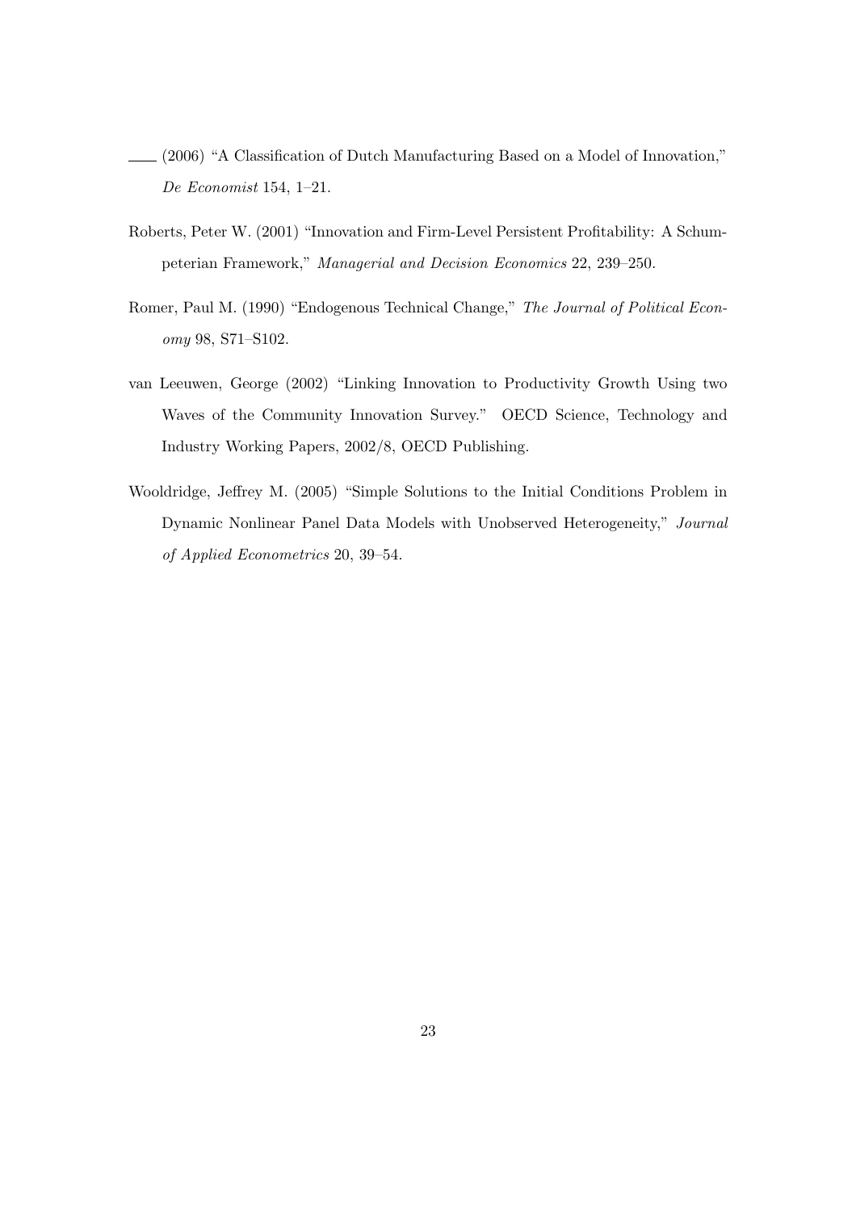—— (2006) "A Classification of Dutch Manufacturing Based on a Model of Innovation," *De Economist* 154, 1–21.

Roberts, Peter W. (2001) "Innovation and Firm-Level Persistent Profitability: A Schumpeterian Framework," *Managerial and Decision Economics* 22, 239–250.

Romer, Paul M. (1990) "Endogenous Technical Change," *The Journal of Political Economy* 98, S71–S102.

van Leeuwen, George (2002) "Linking Innovation to Productivity Growth Using two Waves of the Community Innovation Survey." OECD Science, Technology and Industry Working Papers, 2002/8, OECD Publishing.

Wooldridge, Jeffrey M. (2005) "Simple Solutions to the Initial Conditions Problem in Dynamic Nonlinear Panel Data Models with Unobserved Heterogeneity," *Journal of Applied Econometrics* 20, 39–54.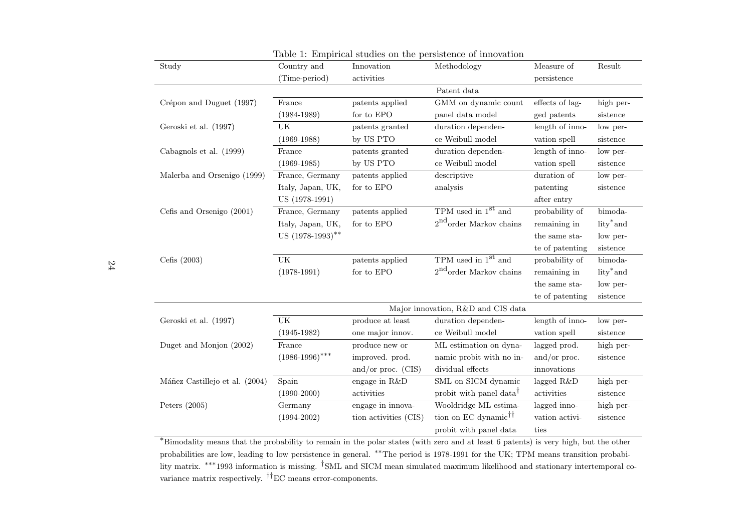Table 1: Empirical studies on the persistence of innovation

| Study | Country and (Time-period) | Innovation activities | Methodology | Measure of persistence | Result |
|---|---|---|---|---|---|
| | | | Patent data | | |
| Crépon and Duguet (1997) | France (1984-1989) | patents applied for to EPO | GMM on dynamic count panel data model | effects of lagged patents | high persistence |
| Geroski et al. (1997) | UK (1969-1988) | patents granted by US PTO | duration dependence Weibull model | length of innovation spell | low persistence |
| Cabagnols et al. (1999) | France (1969-1985) | patents granted by US PTO | duration dependence Weibull model | length of innovation spell | low persistence |
| Malerba and Orsenigo (1999) | France, Germany Italy, Japan, UK, US (1978-1991) | patents applied for to EPO | descriptive analysis | duration of patenting after entry | low persistence |
| Cefis and Orsenigo (2001) | France, Germany Italy, Japan, UK, US (1978-1993)** | patents applied for to EPO | TPM used in $1^{st}$ and $2^{nd}$order Markov chains | probability of remaining in the same state of patenting | bimodality* and low persistence |
| Cefis (2003) | UK (1978-1991) | patents applied for to EPO | TPM used in $1^{st}$ and $2^{nd}$order Markov chains | probability of remaining in the same state of patenting | bimodality* and low persistence |
| | | | Major innovation, R&D and CIS data | | |
| Geroski et al. (1997) | UK (1945-1982) | produce at least one major innov. | duration dependence Weibull model | length of innovation spell | low persistence |
| Duget and Monjon (2002) | France (1986-1996)*** | produce new or improved. prod. and/or proc. (CIS) | ML estimation on dynamic probit with no individual effects | lagged prod. and/or proc. innovations | high persistence |
| Máñez Castillejo et al. (2004) | Spain (1990-2000) | engage in R&D activities | SML on SICM dynamic probit with panel data† | lagged R&D activities | high persistence |
| Peters (2005) | Germany (1994-2002) | engage in innovation activities (CIS) | Wooldridge ML estimation on EC dynamic†† probit with panel data | lagged innovation activities | high persistence |

*Bimodality means that the probability to remain in the polar states (with zero and at least 6 patents) is very high, but the other probabilities are low, leading to low persistence in general. **The period is 1978-1991 for the UK; TPM means transition probability matrix. ***1993 information is missing. †SML and SICM mean simulated maximum likelihood and stationary intertemporal covariance matrix respectively. ††EC means error-components.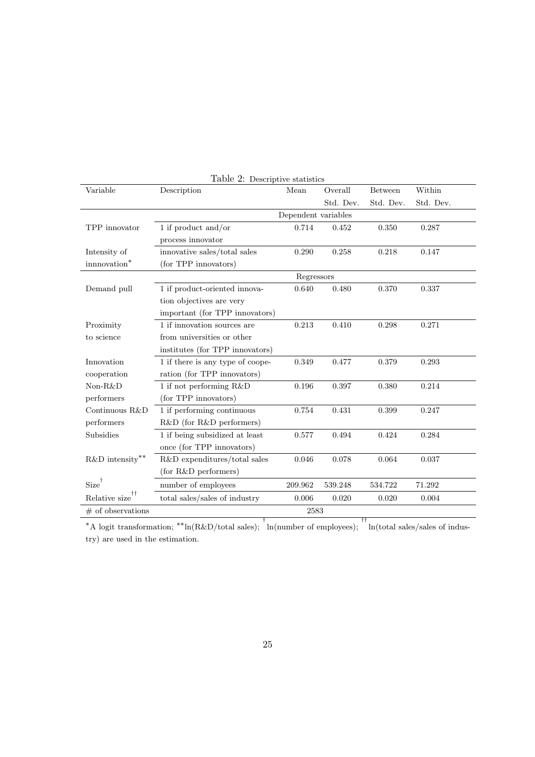Table 2: Descriptive statistics

| Variable | Description | Mean | Overall Std. Dev. | Between Std. Dev. | Within Std. Dev. |
|---|---|---|---|---|---|
| | | Dependent variables | | | |
| TPP innovator | 1 if product and/or process innovator | 0.714 | 0.452 | 0.350 | 0.287 |
| Intensity of innnovation* | innovative sales/total sales (for TPP innovators) | 0.290 | 0.258 | 0.218 | 0.147 |
| | | Regressors | | | |
| Demand pull | 1 if product-oriented innovation objectives are very important (for TPP innovators) | 0.640 | 0.480 | 0.370 | 0.337 |
| Proximity to science | 1 if innovation sources are from universities or other institutes (for TPP innovators) | 0.213 | 0.410 | 0.298 | 0.271 |
| Innovation cooperation | 1 if there is any type of cooperation (for TPP innovators) | 0.349 | 0.477 | 0.379 | 0.293 |
| Non-R&D performers | 1 if not performing R&D (for TPP innovators) | 0.196 | 0.397 | 0.380 | 0.214 |
| Continuous R&D performers | 1 if performing continuous R&D (for R&D performers) | 0.754 | 0.431 | 0.399 | 0.247 |
| Subsidies | 1 if being subsidized at least once (for TPP innovators) | 0.577 | 0.494 | 0.424 | 0.284 |
| R&D intensity** | R&D expenditures/total sales (for R&D performers) | 0.046 | 0.078 | 0.064 | 0.037 |
| Size† | number of employees | 209.962 | 539.248 | 534.722 | 71.292 |
| Relative size†† | total sales/sales of industry | 0.006 | 0.020 | 0.020 | 0.004 |
| # of observations | | 2583 | | | |

*A logit transformation; **ln(R&D/total sales); † ln(number of employees); †† ln(total sales/sales of industry) are used in the estimation.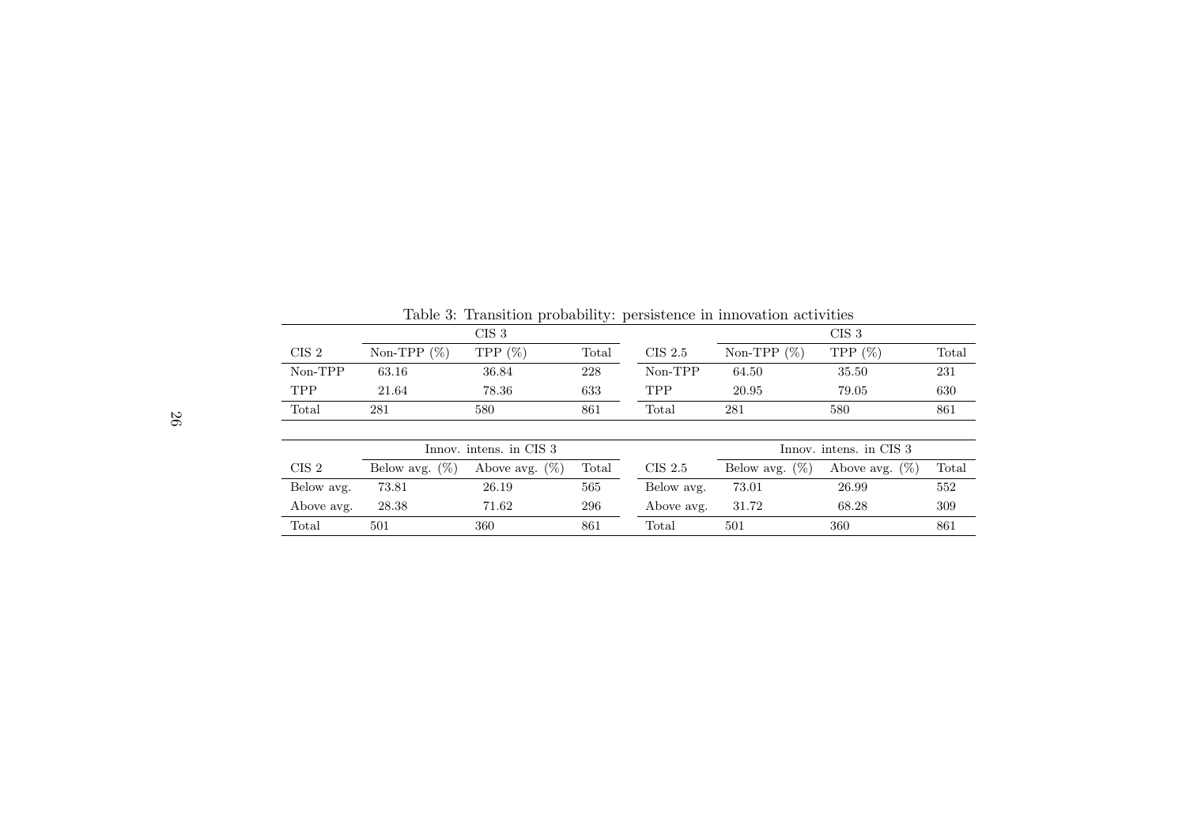Table 3: Transition probability: persistence in innovation activities

| | CIS 3 | | | | CIS 3 | | |
|---|---|---|---|---|---|---|---|
| CIS 2 | Non-TPP (%) | TPP (%) | Total | CIS 2.5 | Non-TPP (%) | TPP (%) | Total |
| Non-TPP | 63.16 | 36.84 | 228 | Non-TPP | 64.50 | 35.50 | 231 |
| TPP | 21.64 | 78.36 | 633 | TPP | 20.95 | 79.05 | 630 |
| Total | 281 | 580 | 861 | Total | 281 | 580 | 861 |

| | Innov. intens. in CIS 3 | | | | Innov. intens. in CIS 3 | | |
|---|---|---|---|---|---|---|---|
| CIS 2 | Below avg. (%) | Above avg. (%) | Total | CIS 2.5 | Below avg. (%) | Above avg. (%) | Total |
| Below avg. | 73.81 | 26.19 | 565 | Below avg. | 73.01 | 26.99 | 552 |
| Above avg. | 28.38 | 71.62 | 296 | Above avg. | 31.72 | 68.28 | 309 |
| Total | 501 | 360 | 861 | Total | 501 | 360 | 861 |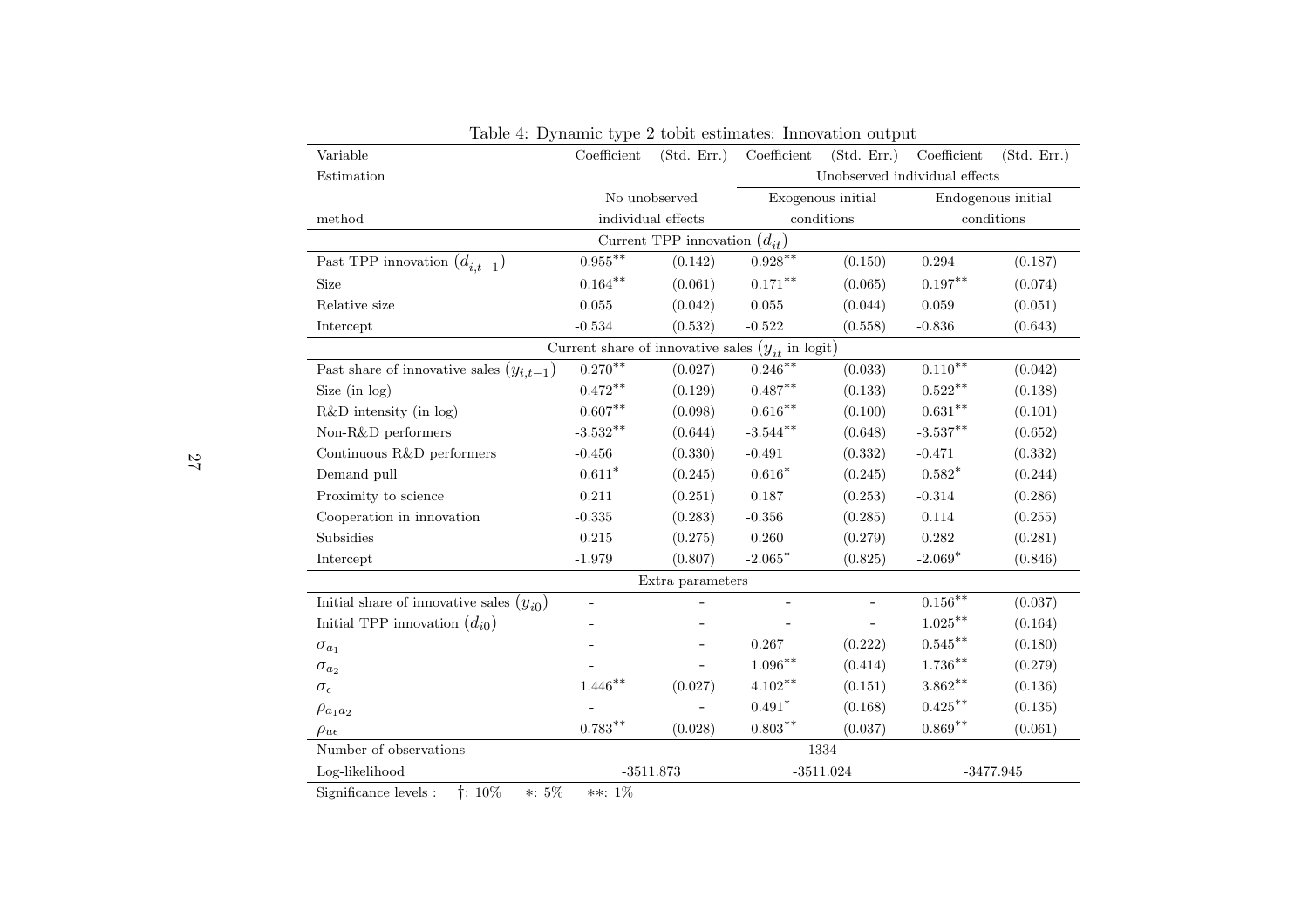Table 4: Dynamic type 2 tobit estimates: Innovation output

| Variable | Coefficient | (Std. Err.) | Coefficient | (Std. Err.) | Coefficient | (Std. Err.) |
|---|---|---|---|---|---|---|
| Estimation | | | Unobserved individual effects | | | |
| | No unobserved | | Exogenous initial | | Endogenous initial | |
| method | individual effects | | conditions | | conditions | |
| **Current TPP innovation ($d_{it}$)** | | | | | | |
| Past TPP innovation ($d_{i,t-1}$) | $0.955^{**}$ | (0.142) | $0.928^{**}$ | (0.150) | 0.294 | (0.187) |
| Size | $0.164^{**}$ | (0.061) | $0.171^{**}$ | (0.065) | $0.197^{**}$ | (0.074) |
| Relative size | 0.055 | (0.042) | 0.055 | (0.044) | 0.059 | (0.051) |
| Intercept | -0.534 | (0.532) | -0.522 | (0.558) | -0.836 | (0.643) |
| **Current share of innovative sales ($y_{it}$ in logit)** | | | | | | |
| Past share of innovative sales ($y_{i,t-1}$) | $0.270^{**}$ | (0.027) | $0.246^{**}$ | (0.033) | $0.110^{**}$ | (0.042) |
| Size (in log) | $0.472^{**}$ | (0.129) | $0.487^{**}$ | (0.133) | $0.522^{**}$ | (0.138) |
| R&D intensity (in log) | $0.607^{**}$ | (0.098) | $0.616^{**}$ | (0.100) | $0.631^{**}$ | (0.101) |
| Non-R&D performers | $-3.532^{**}$ | (0.644) | $-3.544^{**}$ | (0.648) | $-3.537^{**}$ | (0.652) |
| Continuous R&D performers | -0.456 | (0.330) | -0.491 | (0.332) | -0.471 | (0.332) |
| Demand pull | $0.611^{*}$ | (0.245) | $0.616^{*}$ | (0.245) | $0.582^{*}$ | (0.244) |
| Proximity to science | 0.211 | (0.251) | 0.187 | (0.253) | -0.314 | (0.286) |
| Cooperation in innovation | -0.335 | (0.283) | -0.356 | (0.285) | 0.114 | (0.255) |
| Subsidies | 0.215 | (0.275) | 0.260 | (0.279) | 0.282 | (0.281) |
| Intercept | -1.979 | (0.807) | $-2.065^{*}$ | (0.825) | $-2.069^{*}$ | (0.846) |
| **Extra parameters** | | | | | | |
| Initial share of innovative sales ($y_{i0}$) | - | - | - | - | $0.156^{**}$ | (0.037) |
| Initial TPP innovation ($d_{i0}$) | - | - | - | - | $1.025^{**}$ | (0.164) |
| $\sigma_{a_1}$ | - | - | 0.267 | (0.222) | $0.545^{**}$ | (0.180) |
| $\sigma_{a_2}$ | - | - | $1.096^{**}$ | (0.414) | $1.736^{**}$ | (0.279) |
| $\sigma_{\epsilon}$ | $1.446^{**}$ | (0.027) | $4.102^{**}$ | (0.151) | $3.862^{**}$ | (0.136) |
| $\rho_{a_1 a_2}$ | - | - | $0.491^{*}$ | (0.168) | $0.425^{**}$ | (0.135) |
| $\rho_{u\epsilon}$ | $0.783^{**}$ | (0.028) | $0.803^{**}$ | (0.037) | $0.869^{**}$ | (0.061) |
| Number of observations | | | 1334 | | | |
| Log-likelihood | -3511.873 | | -3511.024 | | -3477.945 | |

Significance levels : †: 10% ∗: 5% ∗∗: 1%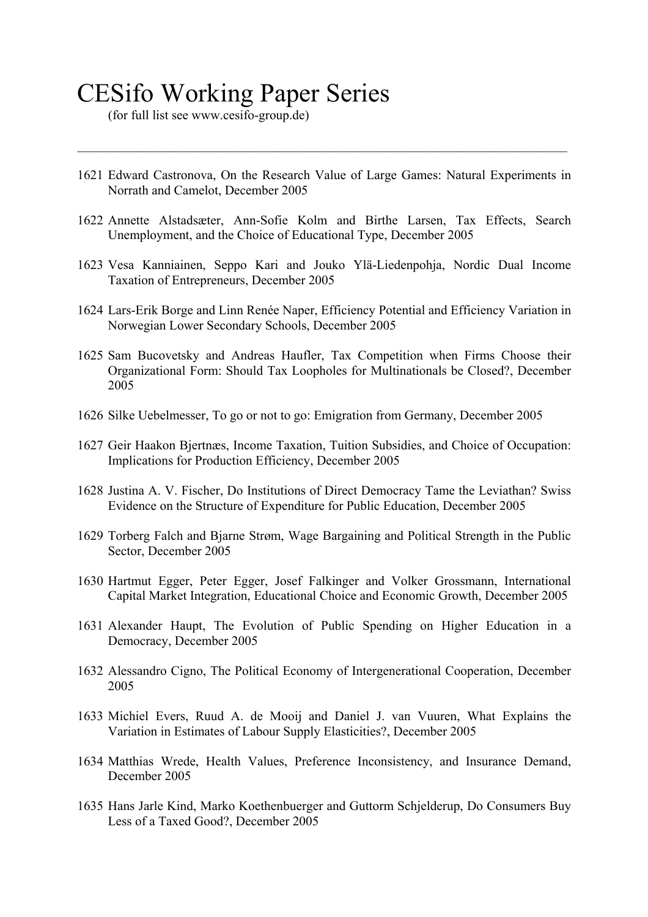# CESifo Working Paper Series

(for full list see www.cesifo-group.de)

---

1621 Edward Castronova, On the Research Value of Large Games: Natural Experiments in Norrath and Camelot, December 2005

1622 Annette Alstadsæter, Ann-Sofie Kolm and Birthe Larsen, Tax Effects, Search Unemployment, and the Choice of Educational Type, December 2005

1623 Vesa Kanniainen, Seppo Kari and Jouko Ylä-Liedenpohja, Nordic Dual Income Taxation of Entrepreneurs, December 2005

1624 Lars-Erik Borge and Linn Renée Naper, Efficiency Potential and Efficiency Variation in Norwegian Lower Secondary Schools, December 2005

1625 Sam Bucovetsky and Andreas Haufler, Tax Competition when Firms Choose their Organizational Form: Should Tax Loopholes for Multinationals be Closed?, December 2005

1626 Silke Uebelmesser, To go or not to go: Emigration from Germany, December 2005

1627 Geir Haakon Bjertnæs, Income Taxation, Tuition Subsidies, and Choice of Occupation: Implications for Production Efficiency, December 2005

1628 Justina A. V. Fischer, Do Institutions of Direct Democracy Tame the Leviathan? Swiss Evidence on the Structure of Expenditure for Public Education, December 2005

1629 Torberg Falch and Bjarne Strøm, Wage Bargaining and Political Strength in the Public Sector, December 2005

1630 Hartmut Egger, Peter Egger, Josef Falkinger and Volker Grossmann, International Capital Market Integration, Educational Choice and Economic Growth, December 2005

1631 Alexander Haupt, The Evolution of Public Spending on Higher Education in a Democracy, December 2005

1632 Alessandro Cigno, The Political Economy of Intergenerational Cooperation, December 2005

1633 Michiel Evers, Ruud A. de Mooij and Daniel J. van Vuuren, What Explains the Variation in Estimates of Labour Supply Elasticities?, December 2005

1634 Matthias Wrede, Health Values, Preference Inconsistency, and Insurance Demand, December 2005

1635 Hans Jarle Kind, Marko Koethenbuerger and Guttorm Schjelderup, Do Consumers Buy Less of a Taxed Good?, December 2005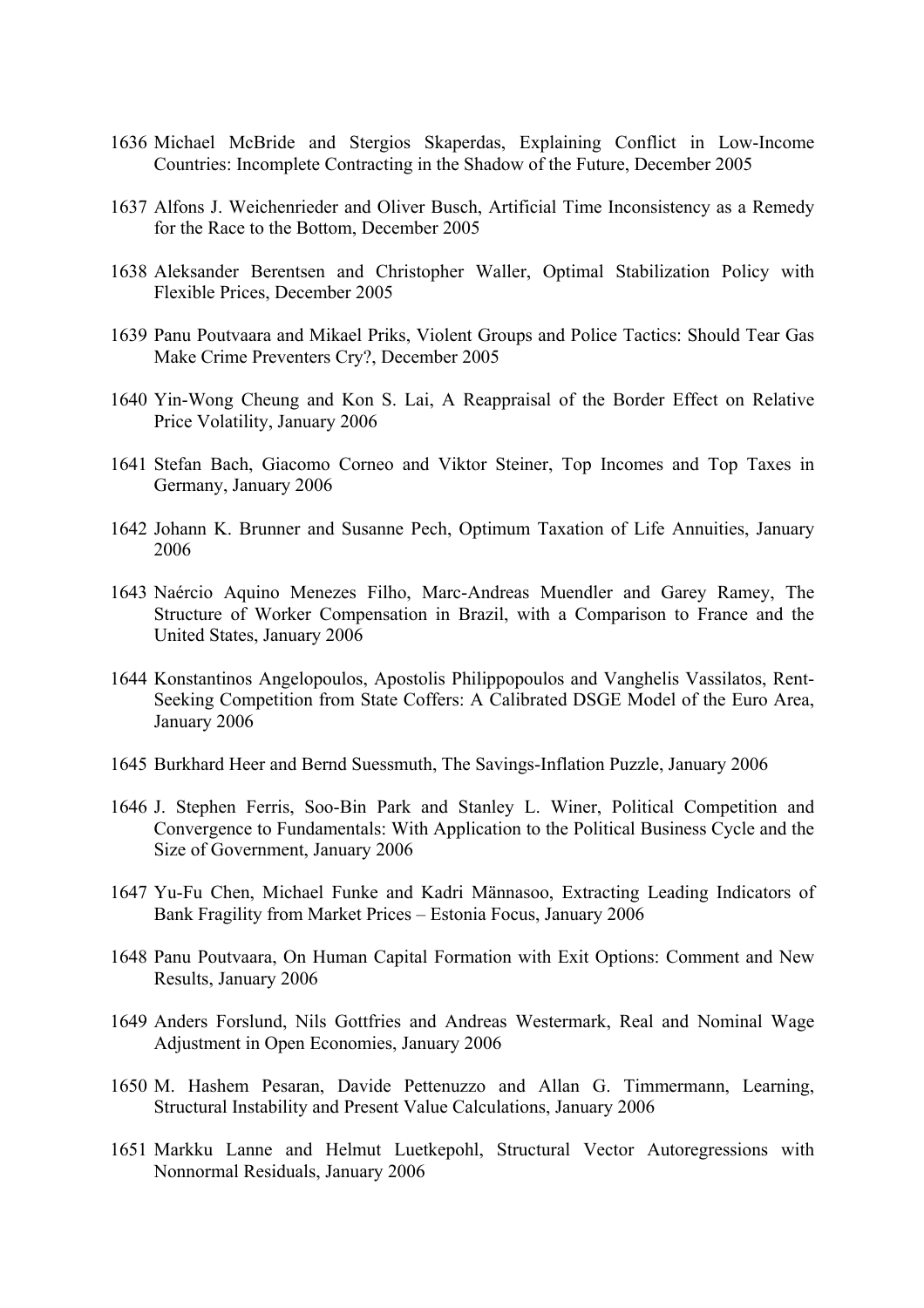1636 Michael McBride and Stergios Skaperdas, Explaining Conflict in Low-Income Countries: Incomplete Contracting in the Shadow of the Future, December 2005

1637 Alfons J. Weichenrieder and Oliver Busch, Artificial Time Inconsistency as a Remedy for the Race to the Bottom, December 2005

1638 Aleksander Berentsen and Christopher Waller, Optimal Stabilization Policy with Flexible Prices, December 2005

1639 Panu Poutvaara and Mikael Priks, Violent Groups and Police Tactics: Should Tear Gas Make Crime Preventers Cry?, December 2005

1640 Yin-Wong Cheung and Kon S. Lai, A Reappraisal of the Border Effect on Relative Price Volatility, January 2006

1641 Stefan Bach, Giacomo Corneo and Viktor Steiner, Top Incomes and Top Taxes in Germany, January 2006

1642 Johann K. Brunner and Susanne Pech, Optimum Taxation of Life Annuities, January 2006

1643 Naércio Aquino Menezes Filho, Marc-Andreas Muendler and Garey Ramey, The Structure of Worker Compensation in Brazil, with a Comparison to France and the United States, January 2006

1644 Konstantinos Angelopoulos, Apostolis Philippopoulos and Vanghelis Vassilatos, Rent-Seeking Competition from State Coffers: A Calibrated DSGE Model of the Euro Area, January 2006

1645 Burkhard Heer and Bernd Suessmuth, The Savings-Inflation Puzzle, January 2006

1646 J. Stephen Ferris, Soo-Bin Park and Stanley L. Winer, Political Competition and Convergence to Fundamentals: With Application to the Political Business Cycle and the Size of Government, January 2006

1647 Yu-Fu Chen, Michael Funke and Kadri Männasoo, Extracting Leading Indicators of Bank Fragility from Market Prices – Estonia Focus, January 2006

1648 Panu Poutvaara, On Human Capital Formation with Exit Options: Comment and New Results, January 2006

1649 Anders Forslund, Nils Gottfries and Andreas Westermark, Real and Nominal Wage Adjustment in Open Economies, January 2006

1650 M. Hashem Pesaran, Davide Pettenuzzo and Allan G. Timmermann, Learning, Structural Instability and Present Value Calculations, January 2006

1651 Markku Lanne and Helmut Luetkepohl, Structural Vector Autoregressions with Nonnormal Residuals, January 2006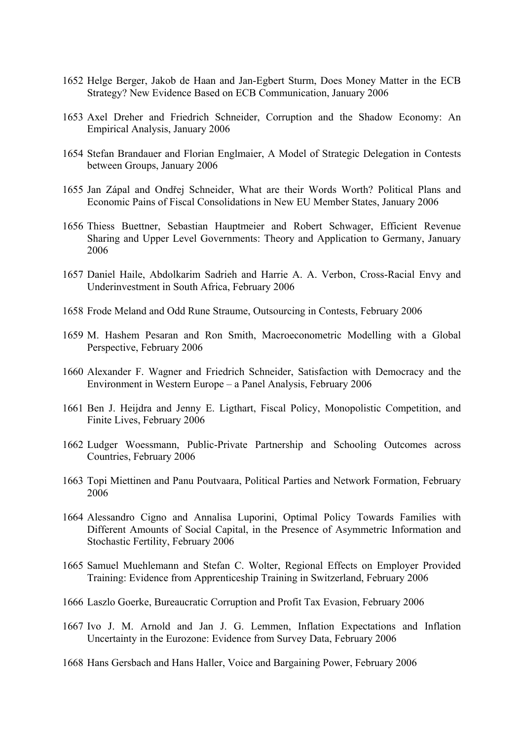1652 Helge Berger, Jakob de Haan and Jan-Egbert Sturm, Does Money Matter in the ECB Strategy? New Evidence Based on ECB Communication, January 2006

1653 Axel Dreher and Friedrich Schneider, Corruption and the Shadow Economy: An Empirical Analysis, January 2006

1654 Stefan Brandauer and Florian Englmaier, A Model of Strategic Delegation in Contests between Groups, January 2006

1655 Jan Zápal and Ondřej Schneider, What are their Words Worth? Political Plans and Economic Pains of Fiscal Consolidations in New EU Member States, January 2006

1656 Thiess Buettner, Sebastian Hauptmeier and Robert Schwager, Efficient Revenue Sharing and Upper Level Governments: Theory and Application to Germany, January 2006

1657 Daniel Haile, Abdolkarim Sadrieh and Harrie A. A. Verbon, Cross-Racial Envy and Underinvestment in South Africa, February 2006

1658 Frode Meland and Odd Rune Straume, Outsourcing in Contests, February 2006

1659 M. Hashem Pesaran and Ron Smith, Macroeconometric Modelling with a Global Perspective, February 2006

1660 Alexander F. Wagner and Friedrich Schneider, Satisfaction with Democracy and the Environment in Western Europe – a Panel Analysis, February 2006

1661 Ben J. Heijdra and Jenny E. Ligthart, Fiscal Policy, Monopolistic Competition, and Finite Lives, February 2006

1662 Ludger Woessmann, Public-Private Partnership and Schooling Outcomes across Countries, February 2006

1663 Topi Miettinen and Panu Poutvaara, Political Parties and Network Formation, February 2006

1664 Alessandro Cigno and Annalisa Luporini, Optimal Policy Towards Families with Different Amounts of Social Capital, in the Presence of Asymmetric Information and Stochastic Fertility, February 2006

1665 Samuel Muehlemann and Stefan C. Wolter, Regional Effects on Employer Provided Training: Evidence from Apprenticeship Training in Switzerland, February 2006

1666 Laszlo Goerke, Bureaucratic Corruption and Profit Tax Evasion, February 2006

1667 Ivo J. M. Arnold and Jan J. G. Lemmen, Inflation Expectations and Inflation Uncertainty in the Eurozone: Evidence from Survey Data, February 2006

1668 Hans Gersbach and Hans Haller, Voice and Bargaining Power, February 2006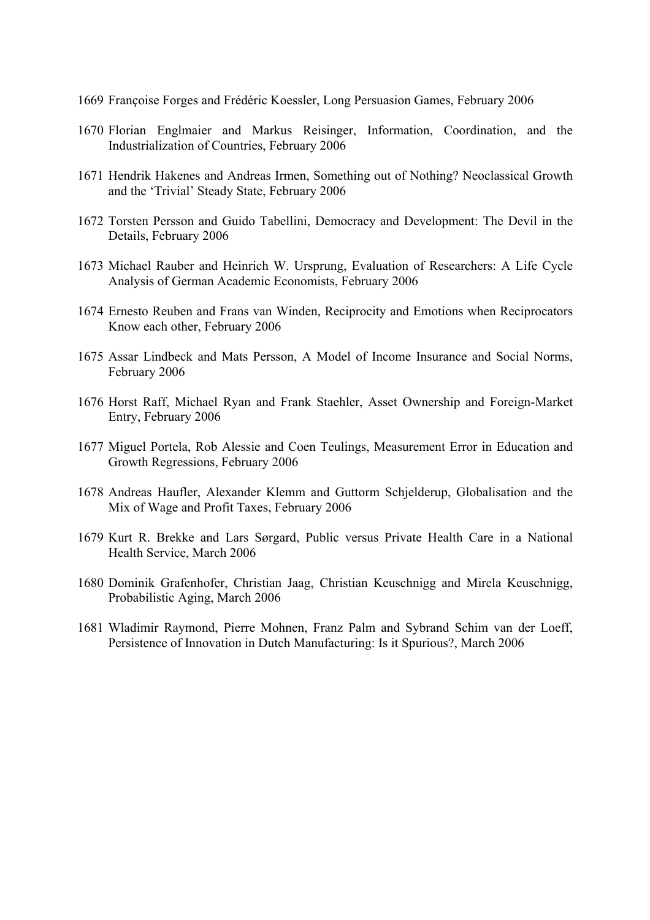1669 Françoise Forges and Frédéric Koessler, Long Persuasion Games, February 2006

1670 Florian Englmaier and Markus Reisinger, Information, Coordination, and the Industrialization of Countries, February 2006

1671 Hendrik Hakenes and Andreas Irmen, Something out of Nothing? Neoclassical Growth and the 'Trivial' Steady State, February 2006

1672 Torsten Persson and Guido Tabellini, Democracy and Development: The Devil in the Details, February 2006

1673 Michael Rauber and Heinrich W. Ursprung, Evaluation of Researchers: A Life Cycle Analysis of German Academic Economists, February 2006

1674 Ernesto Reuben and Frans van Winden, Reciprocity and Emotions when Reciprocators Know each other, February 2006

1675 Assar Lindbeck and Mats Persson, A Model of Income Insurance and Social Norms, February 2006

1676 Horst Raff, Michael Ryan and Frank Staehler, Asset Ownership and Foreign-Market Entry, February 2006

1677 Miguel Portela, Rob Alessie and Coen Teulings, Measurement Error in Education and Growth Regressions, February 2006

1678 Andreas Haufler, Alexander Klemm and Guttorm Schjelderup, Globalisation and the Mix of Wage and Profit Taxes, February 2006

1679 Kurt R. Brekke and Lars Sørgard, Public versus Private Health Care in a National Health Service, March 2006

1680 Dominik Grafenhofer, Christian Jaag, Christian Keuschnigg and Mirela Keuschnigg, Probabilistic Aging, March 2006

1681 Wladimir Raymond, Pierre Mohnen, Franz Palm and Sybrand Schim van der Loeff, Persistence of Innovation in Dutch Manufacturing: Is it Spurious?, March 2006